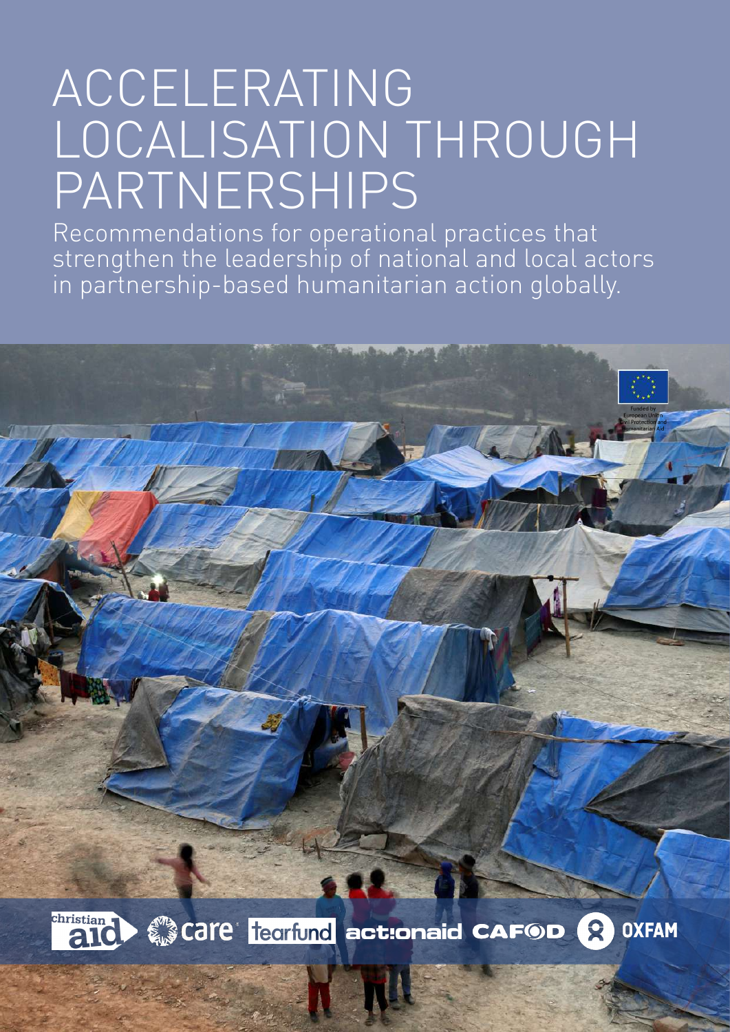# ACCELERATING LOCALISATION THROUGH PARTNERSHIPS

Recommendations for operational practices that strengthen the leadership of national and local actors in partnership-based humanitarian action globally.

Funded by European Union Civil Protection and Humanitarian Aid

christian aid · care · tearfund · actionaid · CAFOD · OXFAM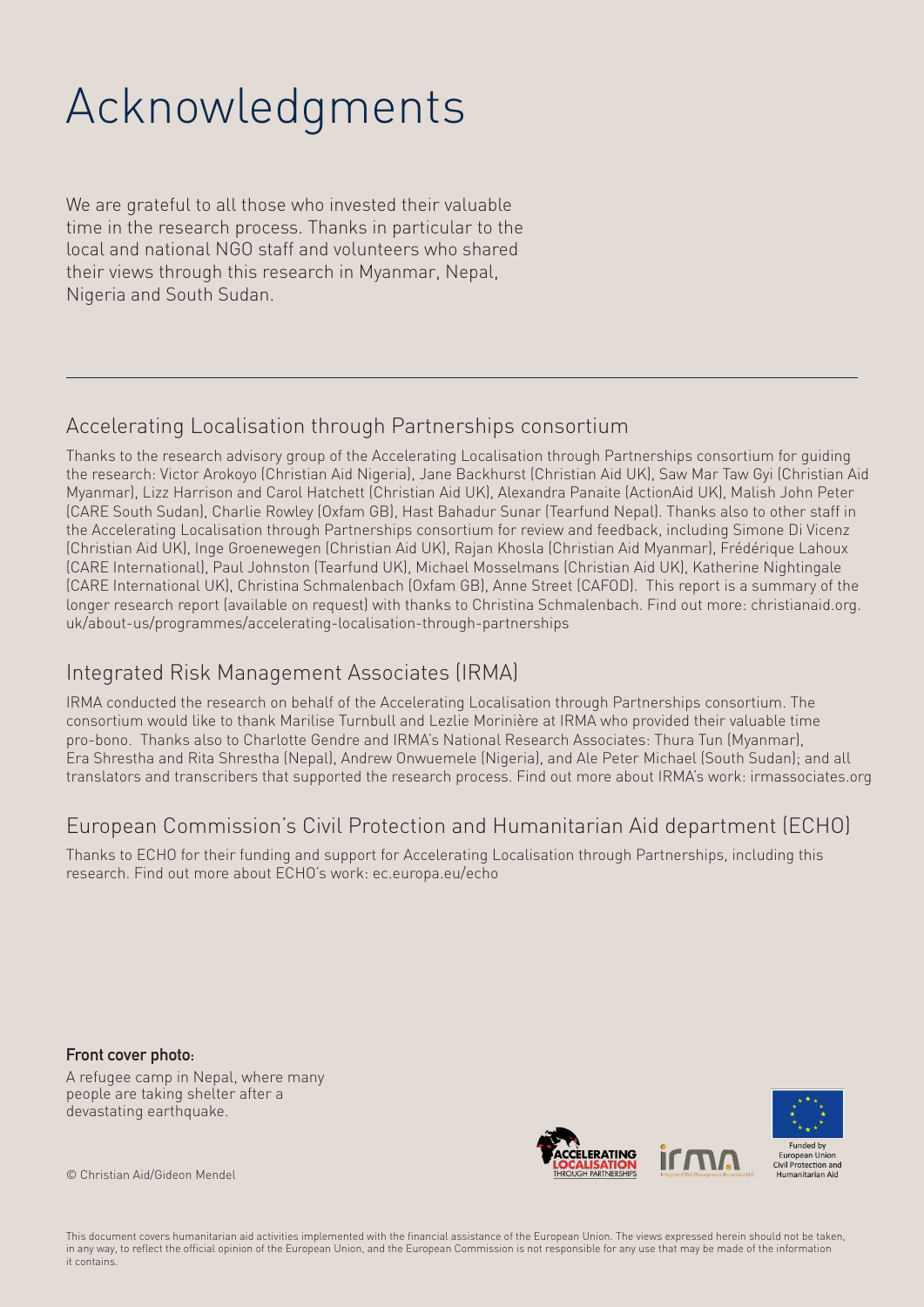# Acknowledgments

We are grateful to all those who invested their valuable time in the research process. Thanks in particular to the local and national NGO staff and volunteers who shared their views through this research in Myanmar, Nepal, Nigeria and South Sudan.

---

## Accelerating Localisation through Partnerships consortium

Thanks to the research advisory group of the Accelerating Localisation through Partnerships consortium for guiding the research: Victor Arokoyo (Christian Aid Nigeria), Jane Backhurst (Christian Aid UK), Saw Mar Taw Gyi (Christian Aid Myanmar), Lizz Harrison and Carol Hatchett (Christian Aid UK), Alexandra Panaite (ActionAid UK), Malish John Peter (CARE South Sudan), Charlie Rowley (Oxfam GB), Hast Bahadur Sunar (Tearfund Nepal). Thanks also to other staff in the Accelerating Localisation through Partnerships consortium for review and feedback, including Simone Di Vicenz (Christian Aid UK), Inge Groenewegen (Christian Aid UK), Rajan Khosla (Christian Aid Myanmar), Frédérique Lahoux (CARE International), Paul Johnston (Tearfund UK), Michael Mosselmans (Christian Aid UK), Katherine Nightingale (CARE International UK), Christina Schmalenbach (Oxfam GB), Anne Street (CAFOD). This report is a summary of the longer research report (available on request) with thanks to Christina Schmalenbach. Find out more: christianaid.org.uk/about-us/programmes/accelerating-localisation-through-partnerships

## Integrated Risk Management Associates (IRMA)

IRMA conducted the research on behalf of the Accelerating Localisation through Partnerships consortium. The consortium would like to thank Marilise Turnbull and Lezlie Morinière at IRMA who provided their valuable time pro-bono. Thanks also to Charlotte Gendre and IRMA's National Research Associates: Thura Tun (Myanmar), Era Shrestha and Rita Shrestha (Nepal), Andrew Onwuemele (Nigeria), and Ale Peter Michael (South Sudan); and all translators and transcribers that supported the research process. Find out more about IRMA's work: irmassociates.org

## European Commission's Civil Protection and Humanitarian Aid department (ECHO)

Thanks to ECHO for their funding and support for Accelerating Localisation through Partnerships, including this research. Find out more about ECHO's work: ec.europa.eu/echo

**Front cover photo:**

A refugee camp in Nepal, where many people are taking shelter after a devastating earthquake.

© Christian Aid/Gideon Mendel

ACCELERATING LOCALISATION THROUGH PARTNERSHIPS

irma Integrated Risk Management Associates LLC

Funded by European Union Civil Protection and Humanitarian Aid

This document covers humanitarian aid activities implemented with the financial assistance of the European Union. The views expressed herein should not be taken, in any way, to reflect the official opinion of the European Union, and the European Commission is not responsible for any use that may be made of the information it contains.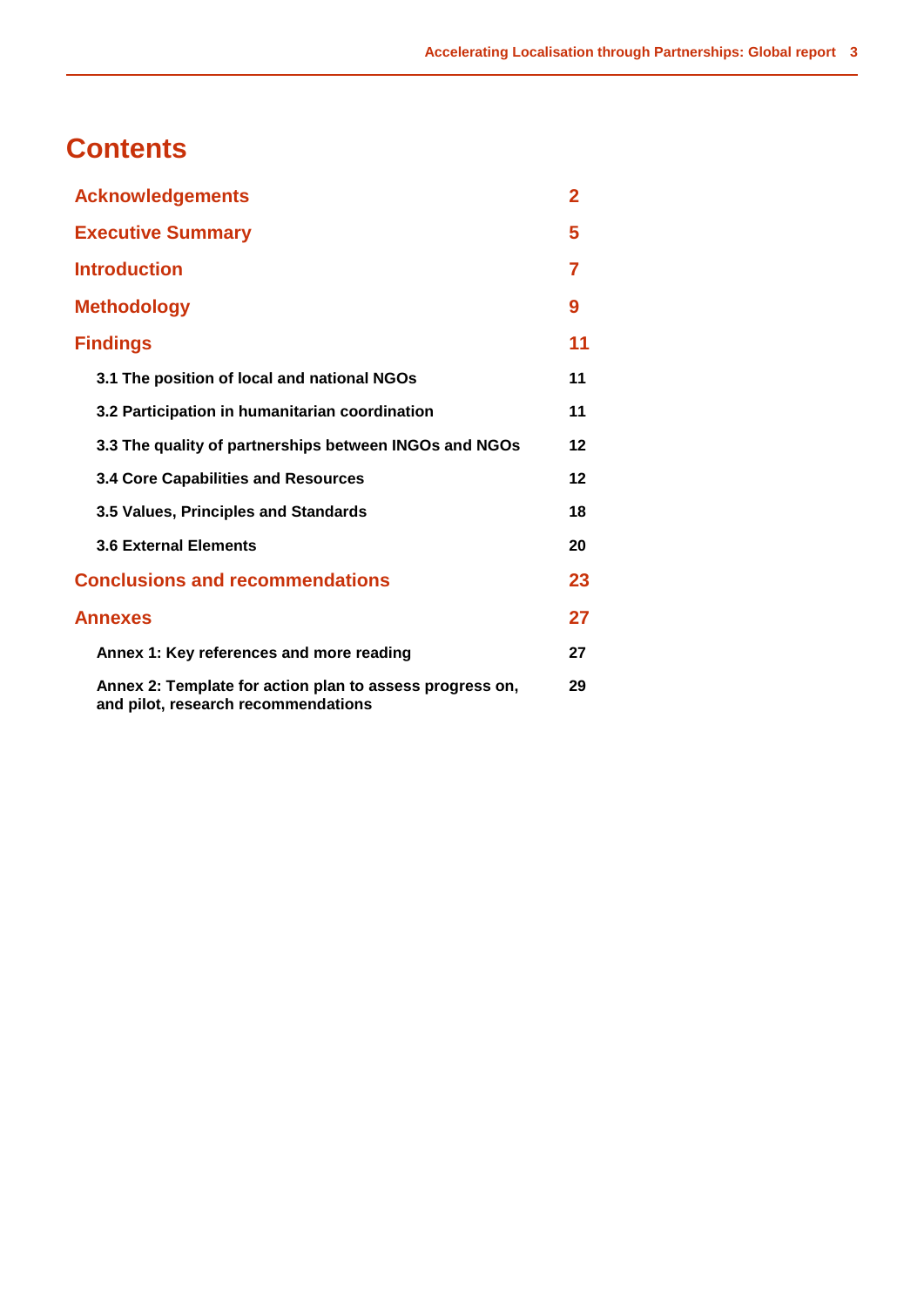# Contents

| | |
|---|---|
| **Acknowledgements** | **2** |
| **Executive Summary** | **5** |
| **Introduction** | **7** |
| **Methodology** | **9** |
| **Findings** | **11** |
| 3.1 The position of local and national NGOs | 11 |
| 3.2 Participation in humanitarian coordination | 11 |
| 3.3 The quality of partnerships between INGOs and NGOs | 12 |
| 3.4 Core Capabilities and Resources | 12 |
| 3.5 Values, Principles and Standards | 18 |
| 3.6 External Elements | 20 |
| **Conclusions and recommendations** | **23** |
| **Annexes** | **27** |
| Annex 1: Key references and more reading | 27 |
| Annex 2: Template for action plan to assess progress on, and pilot, research recommendations | 29 |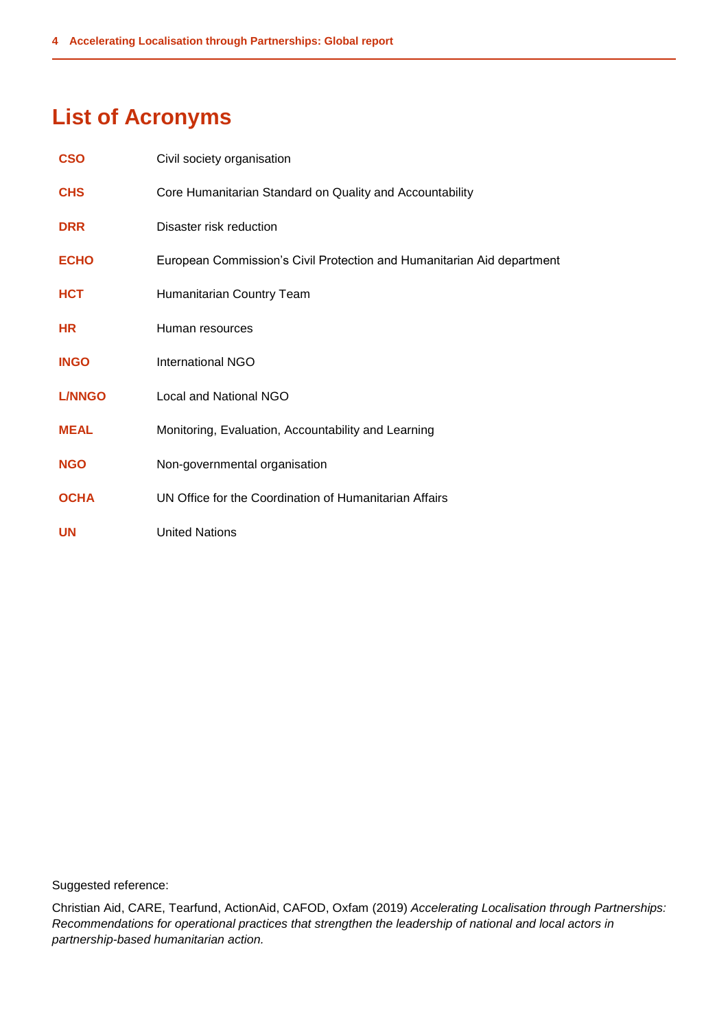# List of Acronyms

| | |
|---|---|
| **CSO** | Civil society organisation |
| **CHS** | Core Humanitarian Standard on Quality and Accountability |
| **DRR** | Disaster risk reduction |
| **ECHO** | European Commission's Civil Protection and Humanitarian Aid department |
| **HCT** | Humanitarian Country Team |
| **HR** | Human resources |
| **INGO** | International NGO |
| **L/NNGO** | Local and National NGO |
| **MEAL** | Monitoring, Evaluation, Accountability and Learning |
| **NGO** | Non-governmental organisation |
| **OCHA** | UN Office for the Coordination of Humanitarian Affairs |
| **UN** | United Nations |

Suggested reference:

Christian Aid, CARE, Tearfund, ActionAid, CAFOD, Oxfam (2019) *Accelerating Localisation through Partnerships: Recommendations for operational practices that strengthen the leadership of national and local actors in partnership-based humanitarian action.*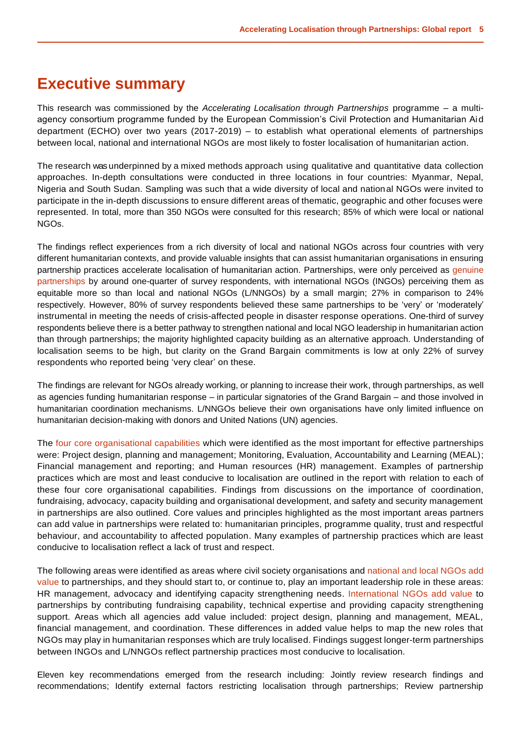# Executive summary

This research was commissioned by the *Accelerating Localisation through Partnerships* programme – a multi-agency consortium programme funded by the European Commission's Civil Protection and Humanitarian Aid department (ECHO) over two years (2017-2019) – to establish what operational elements of partnerships between local, national and international NGOs are most likely to foster localisation of humanitarian action.

The research was underpinned by a mixed methods approach using qualitative and quantitative data collection approaches. In-depth consultations were conducted in three locations in four countries: Myanmar, Nepal, Nigeria and South Sudan. Sampling was such that a wide diversity of local and national NGOs were invited to participate in the in-depth discussions to ensure different areas of thematic, geographic and other focuses were represented. In total, more than 350 NGOs were consulted for this research; 85% of which were local or national NGOs.

The findings reflect experiences from a rich diversity of local and national NGOs across four countries with very different humanitarian contexts, and provide valuable insights that can assist humanitarian organisations in ensuring partnership practices accelerate localisation of humanitarian action. Partnerships, were only perceived as genuine partnerships by around one-quarter of survey respondents, with international NGOs (INGOs) perceiving them as equitable more so than local and national NGOs (L/NNGOs) by a small margin; 27% in comparison to 24% respectively. However, 80% of survey respondents believed these same partnerships to be 'very' or 'moderately' instrumental in meeting the needs of crisis-affected people in disaster response operations. One-third of survey respondents believe there is a better pathway to strengthen national and local NGO leadership in humanitarian action than through partnerships; the majority highlighted capacity building as an alternative approach. Understanding of localisation seems to be high, but clarity on the Grand Bargain commitments is low at only 22% of survey respondents who reported being 'very clear' on these.

The findings are relevant for NGOs already working, or planning to increase their work, through partnerships, as well as agencies funding humanitarian response – in particular signatories of the Grand Bargain – and those involved in humanitarian coordination mechanisms. L/NNGOs believe their own organisations have only limited influence on humanitarian decision-making with donors and United Nations (UN) agencies.

The four core organisational capabilities which were identified as the most important for effective partnerships were: Project design, planning and management; Monitoring, Evaluation, Accountability and Learning (MEAL); Financial management and reporting; and Human resources (HR) management. Examples of partnership practices which are most and least conducive to localisation are outlined in the report with relation to each of these four core organisational capabilities. Findings from discussions on the importance of coordination, fundraising, advocacy, capacity building and organisational development, and safety and security management in partnerships are also outlined. Core values and principles highlighted as the most important areas partners can add value in partnerships were related to: humanitarian principles, programme quality, trust and respectful behaviour, and accountability to affected population. Many examples of partnership practices which are least conducive to localisation reflect a lack of trust and respect.

The following areas were identified as areas where civil society organisations and national and local NGOs add value to partnerships, and they should start to, or continue to, play an important leadership role in these areas: HR management, advocacy and identifying capacity strengthening needs. International NGOs add value to partnerships by contributing fundraising capability, technical expertise and providing capacity strengthening support. Areas which all agencies add value included: project design, planning and management, MEAL, financial management, and coordination. These differences in added value helps to map the new roles that NGOs may play in humanitarian responses which are truly localised. Findings suggest longer-term partnerships between INGOs and L/NNGOs reflect partnership practices most conducive to localisation.

Eleven key recommendations emerged from the research including: Jointly review research findings and recommendations; Identify external factors restricting localisation through partnerships; Review partnership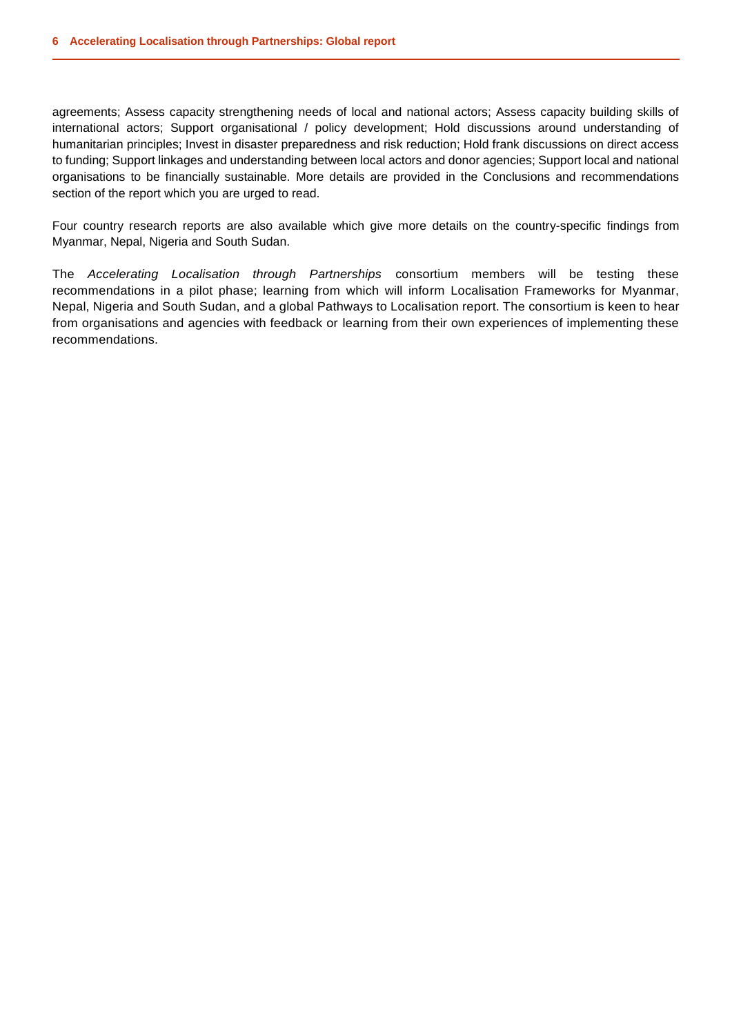agreements; Assess capacity strengthening needs of local and national actors; Assess capacity building skills of international actors; Support organisational / policy development; Hold discussions around understanding of humanitarian principles; Invest in disaster preparedness and risk reduction; Hold frank discussions on direct access to funding; Support linkages and understanding between local actors and donor agencies; Support local and national organisations to be financially sustainable. More details are provided in the Conclusions and recommendations section of the report which you are urged to read.

Four country research reports are also available which give more details on the country-specific findings from Myanmar, Nepal, Nigeria and South Sudan.

The *Accelerating Localisation through Partnerships* consortium members will be testing these recommendations in a pilot phase; learning from which will inform Localisation Frameworks for Myanmar, Nepal, Nigeria and South Sudan, and a global Pathways to Localisation report. The consortium is keen to hear from organisations and agencies with feedback or learning from their own experiences of implementing these recommendations.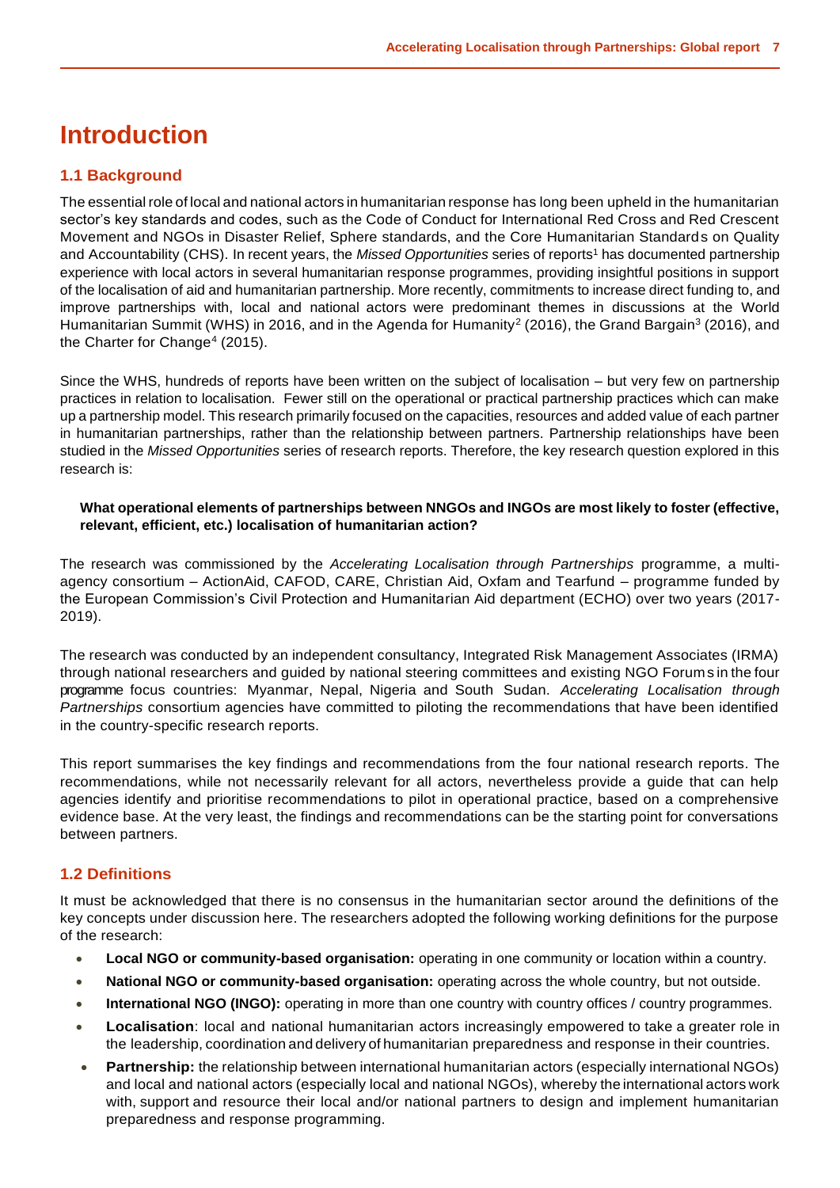# Introduction

## 1.1 Background

The essential role of local and national actors in humanitarian response has long been upheld in the humanitarian sector's key standards and codes, such as the Code of Conduct for International Red Cross and Red Crescent Movement and NGOs in Disaster Relief, Sphere standards, and the Core Humanitarian Standards on Quality and Accountability (CHS). In recent years, the *Missed Opportunities* series of reports[1] has documented partnership experience with local actors in several humanitarian response programmes, providing insightful positions in support of the localisation of aid and humanitarian partnership. More recently, commitments to increase direct funding to, and improve partnerships with, local and national actors were predominant themes in discussions at the World Humanitarian Summit (WHS) in 2016, and in the Agenda for Humanity[2] (2016), the Grand Bargain[3] (2016), and the Charter for Change[4] (2015).

Since the WHS, hundreds of reports have been written on the subject of localisation – but very few on partnership practices in relation to localisation. Fewer still on the operational or practical partnership practices which can make up a partnership model. This research primarily focused on the capacities, resources and added value of each partner in humanitarian partnerships, rather than the relationship between partners. Partnership relationships have been studied in the *Missed Opportunities* series of research reports. Therefore, the key research question explored in this research is:

**What operational elements of partnerships between NNGOs and INGOs are most likely to foster (effective, relevant, efficient, etc.) localisation of humanitarian action?**

The research was commissioned by the *Accelerating Localisation through Partnerships* programme, a multi-agency consortium – ActionAid, CAFOD, CARE, Christian Aid, Oxfam and Tearfund – programme funded by the European Commission's Civil Protection and Humanitarian Aid department (ECHO) over two years (2017-2019).

The research was conducted by an independent consultancy, Integrated Risk Management Associates (IRMA) through national researchers and guided by national steering committees and existing NGO Forums in the four programme focus countries: Myanmar, Nepal, Nigeria and South Sudan. *Accelerating Localisation through Partnerships* consortium agencies have committed to piloting the recommendations that have been identified in the country-specific research reports.

This report summarises the key findings and recommendations from the four national research reports. The recommendations, while not necessarily relevant for all actors, nevertheless provide a guide that can help agencies identify and prioritise recommendations to pilot in operational practice, based on a comprehensive evidence base. At the very least, the findings and recommendations can be the starting point for conversations between partners.

## 1.2 Definitions

It must be acknowledged that there is no consensus in the humanitarian sector around the definitions of the key concepts under discussion here. The researchers adopted the following working definitions for the purpose of the research:

- **Local NGO or community-based organisation:** operating in one community or location within a country.
- **National NGO or community-based organisation:** operating across the whole country, but not outside.
- **International NGO (INGO):** operating in more than one country with country offices / country programmes.
- **Localisation**: local and national humanitarian actors increasingly empowered to take a greater role in the leadership, coordination and delivery of humanitarian preparedness and response in their countries.
- **Partnership:** the relationship between international humanitarian actors (especially international NGOs) and local and national actors (especially local and national NGOs), whereby the international actors work with, support and resource their local and/or national partners to design and implement humanitarian preparedness and response programming.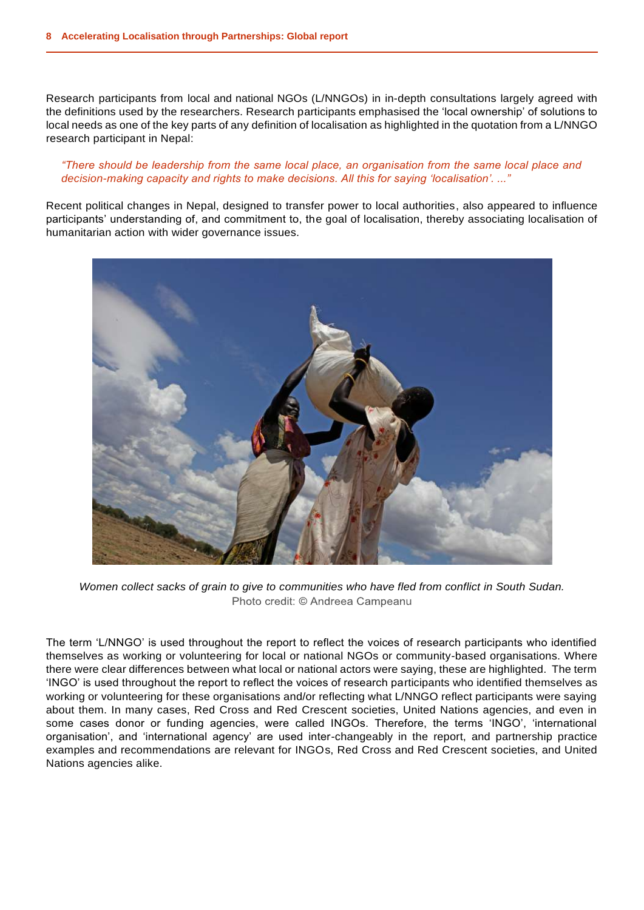Research participants from local and national NGOs (L/NNGOs) in in-depth consultations largely agreed with the definitions used by the researchers. Research participants emphasised the 'local ownership' of solutions to local needs as one of the key parts of any definition of localisation as highlighted in the quotation from a L/NNGO research participant in Nepal:

> *"There should be leadership from the same local place, an organisation from the same local place and decision-making capacity and rights to make decisions. All this for saying 'localisation'. ..."*

Recent political changes in Nepal, designed to transfer power to local authorities, also appeared to influence participants' understanding of, and commitment to, the goal of localisation, thereby associating localisation of humanitarian action with wider governance issues.

*Women collect sacks of grain to give to communities who have fled from conflict in South Sudan.*
Photo credit: © Andreea Campeanu

The term 'L/NNGO' is used throughout the report to reflect the voices of research participants who identified themselves as working or volunteering for local or national NGOs or community-based organisations. Where there were clear differences between what local or national actors were saying, these are highlighted. The term 'INGO' is used throughout the report to reflect the voices of research participants who identified themselves as working or volunteering for these organisations and/or reflecting what L/NNGO reflect participants were saying about them. In many cases, Red Cross and Red Crescent societies, United Nations agencies, and even in some cases donor or funding agencies, were called INGOs. Therefore, the terms 'INGO', 'international organisation', and 'international agency' are used inter-changeably in the report, and partnership practice examples and recommendations are relevant for INGOs, Red Cross and Red Crescent societies, and United Nations agencies alike.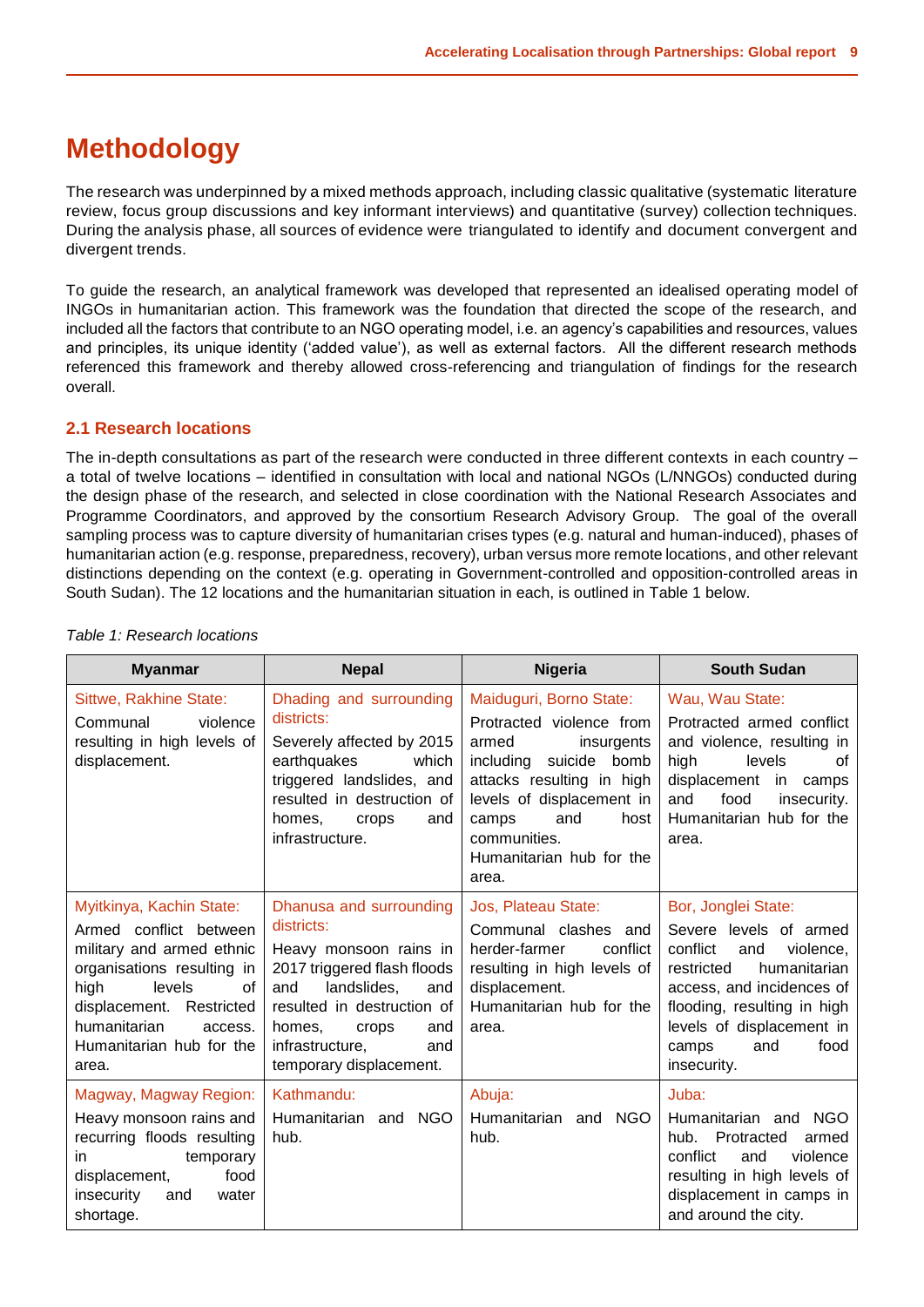# Methodology

The research was underpinned by a mixed methods approach, including classic qualitative (systematic literature review, focus group discussions and key informant interviews) and quantitative (survey) collection techniques. During the analysis phase, all sources of evidence were triangulated to identify and document convergent and divergent trends.

To guide the research, an analytical framework was developed that represented an idealised operating model of INGOs in humanitarian action. This framework was the foundation that directed the scope of the research, and included all the factors that contribute to an NGO operating model, i.e. an agency's capabilities and resources, values and principles, its unique identity ('added value'), as well as external factors. All the different research methods referenced this framework and thereby allowed cross-referencing and triangulation of findings for the research overall.

## 2.1 Research locations

The in-depth consultations as part of the research were conducted in three different contexts in each country – a total of twelve locations – identified in consultation with local and national NGOs (L/NNGOs) conducted during the design phase of the research, and selected in close coordination with the National Research Associates and Programme Coordinators, and approved by the consortium Research Advisory Group. The goal of the overall sampling process was to capture diversity of humanitarian crises types (e.g. natural and human-induced), phases of humanitarian action (e.g. response, preparedness, recovery), urban versus more remote locations, and other relevant distinctions depending on the context (e.g. operating in Government-controlled and opposition-controlled areas in South Sudan). The 12 locations and the humanitarian situation in each, is outlined in Table 1 below.

*Table 1: Research locations*

| Myanmar | Nepal | Nigeria | South Sudan |
|---|---|---|---|
| Sittwe, Rakhine State: Communal violence resulting in high levels of displacement. | Dhading and surrounding districts: Severely affected by 2015 earthquakes which triggered landslides, and resulted in destruction of homes, crops and infrastructure. | Maiduguri, Borno State: Protracted violence from armed insurgents including suicide bomb attacks resulting in high levels of displacement in camps and host communities. Humanitarian hub for the area. | Wau, Wau State: Protracted armed conflict and violence, resulting in high levels of displacement in camps and food insecurity. Humanitarian hub for the area. |
| Myitkinya, Kachin State: Armed conflict between military and armed ethnic organisations resulting in high levels of displacement. Restricted humanitarian access. Humanitarian hub for the area. | Dhanusa and surrounding districts: Heavy monsoon rains in 2017 triggered flash floods and landslides, and resulted in destruction of homes, crops and infrastructure, and temporary displacement. | Jos, Plateau State: Communal clashes and herder-farmer conflict resulting in high levels of displacement. Humanitarian hub for the area. | Bor, Jonglei State: Severe levels of armed conflict and violence, restricted humanitarian access, and incidences of flooding, resulting in high levels of displacement in camps and food insecurity. |
| Magway, Magway Region: Heavy monsoon rains and recurring floods resulting in temporary displacement, food insecurity and water shortage. | Kathmandu: Humanitarian and NGO hub. | Abuja: Humanitarian and NGO hub. | Juba: Humanitarian and NGO hub. Protracted armed conflict and violence resulting in high levels of displacement in camps in and around the city. |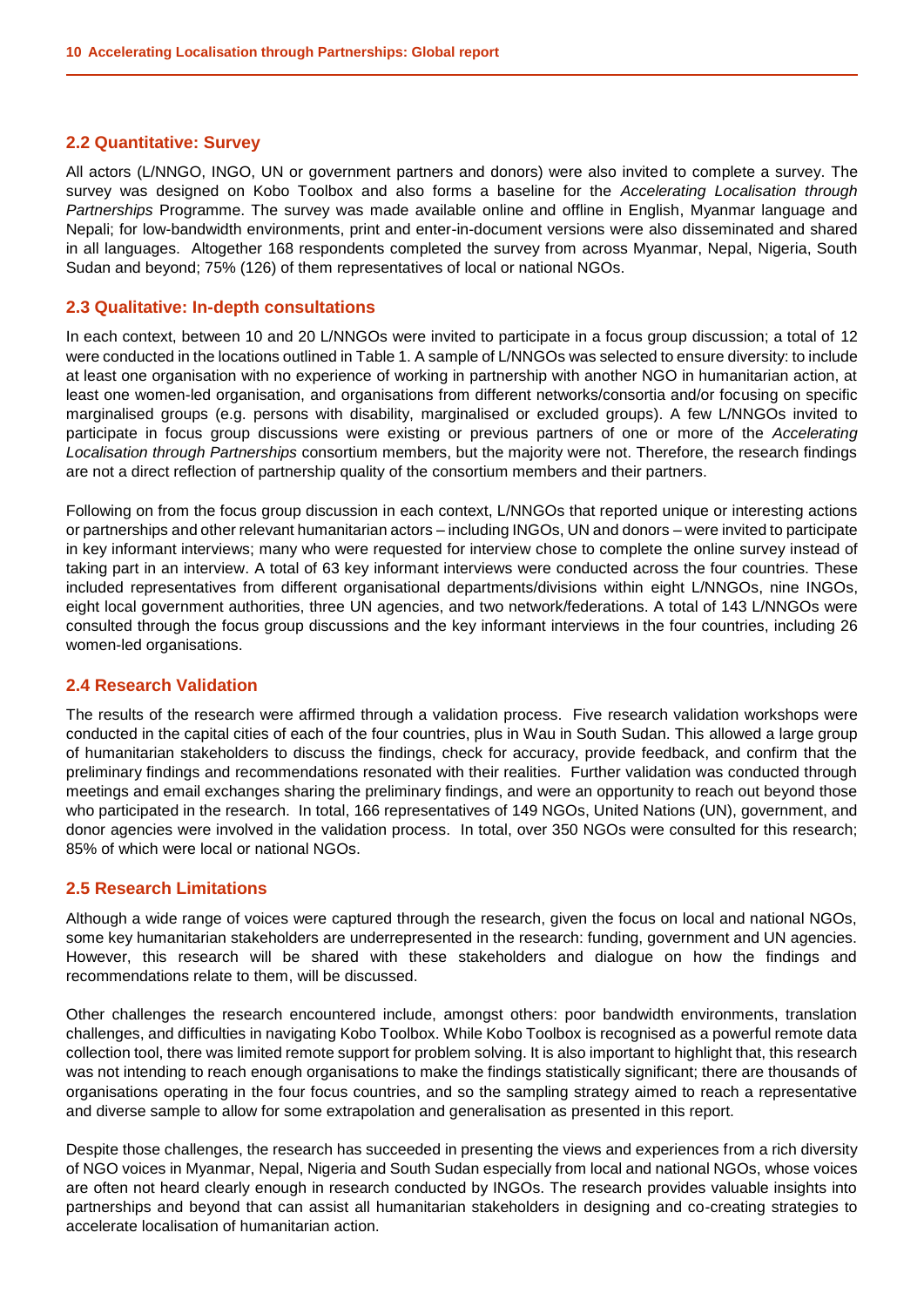## 2.2 Quantitative: Survey

All actors (L/NNGO, INGO, UN or government partners and donors) were also invited to complete a survey. The survey was designed on Kobo Toolbox and also forms a baseline for the *Accelerating Localisation through Partnerships* Programme. The survey was made available online and offline in English, Myanmar language and Nepali; for low-bandwidth environments, print and enter-in-document versions were also disseminated and shared in all languages. Altogether 168 respondents completed the survey from across Myanmar, Nepal, Nigeria, South Sudan and beyond; 75% (126) of them representatives of local or national NGOs.

## 2.3 Qualitative: In-depth consultations

In each context, between 10 and 20 L/NNGOs were invited to participate in a focus group discussion; a total of 12 were conducted in the locations outlined in Table 1. A sample of L/NNGOs was selected to ensure diversity: to include at least one organisation with no experience of working in partnership with another NGO in humanitarian action, at least one women-led organisation, and organisations from different networks/consortia and/or focusing on specific marginalised groups (e.g. persons with disability, marginalised or excluded groups). A few L/NNGOs invited to participate in focus group discussions were existing or previous partners of one or more of the *Accelerating Localisation through Partnerships* consortium members, but the majority were not. Therefore, the research findings are not a direct reflection of partnership quality of the consortium members and their partners.

Following on from the focus group discussion in each context, L/NNGOs that reported unique or interesting actions or partnerships and other relevant humanitarian actors – including INGOs, UN and donors – were invited to participate in key informant interviews; many who were requested for interview chose to complete the online survey instead of taking part in an interview. A total of 63 key informant interviews were conducted across the four countries. These included representatives from different organisational departments/divisions within eight L/NNGOs, nine INGOs, eight local government authorities, three UN agencies, and two network/federations. A total of 143 L/NNGOs were consulted through the focus group discussions and the key informant interviews in the four countries, including 26 women-led organisations.

## 2.4 Research Validation

The results of the research were affirmed through a validation process. Five research validation workshops were conducted in the capital cities of each of the four countries, plus in Wau in South Sudan. This allowed a large group of humanitarian stakeholders to discuss the findings, check for accuracy, provide feedback, and confirm that the preliminary findings and recommendations resonated with their realities. Further validation was conducted through meetings and email exchanges sharing the preliminary findings, and were an opportunity to reach out beyond those who participated in the research. In total, 166 representatives of 149 NGOs, United Nations (UN), government, and donor agencies were involved in the validation process. In total, over 350 NGOs were consulted for this research; 85% of which were local or national NGOs.

## 2.5 Research Limitations

Although a wide range of voices were captured through the research, given the focus on local and national NGOs, some key humanitarian stakeholders are underrepresented in the research: funding, government and UN agencies. However, this research will be shared with these stakeholders and dialogue on how the findings and recommendations relate to them, will be discussed.

Other challenges the research encountered include, amongst others: poor bandwidth environments, translation challenges, and difficulties in navigating Kobo Toolbox. While Kobo Toolbox is recognised as a powerful remote data collection tool, there was limited remote support for problem solving. It is also important to highlight that, this research was not intending to reach enough organisations to make the findings statistically significant; there are thousands of organisations operating in the four focus countries, and so the sampling strategy aimed to reach a representative and diverse sample to allow for some extrapolation and generalisation as presented in this report.

Despite those challenges, the research has succeeded in presenting the views and experiences from a rich diversity of NGO voices in Myanmar, Nepal, Nigeria and South Sudan especially from local and national NGOs, whose voices are often not heard clearly enough in research conducted by INGOs. The research provides valuable insights into partnerships and beyond that can assist all humanitarian stakeholders in designing and co-creating strategies to accelerate localisation of humanitarian action.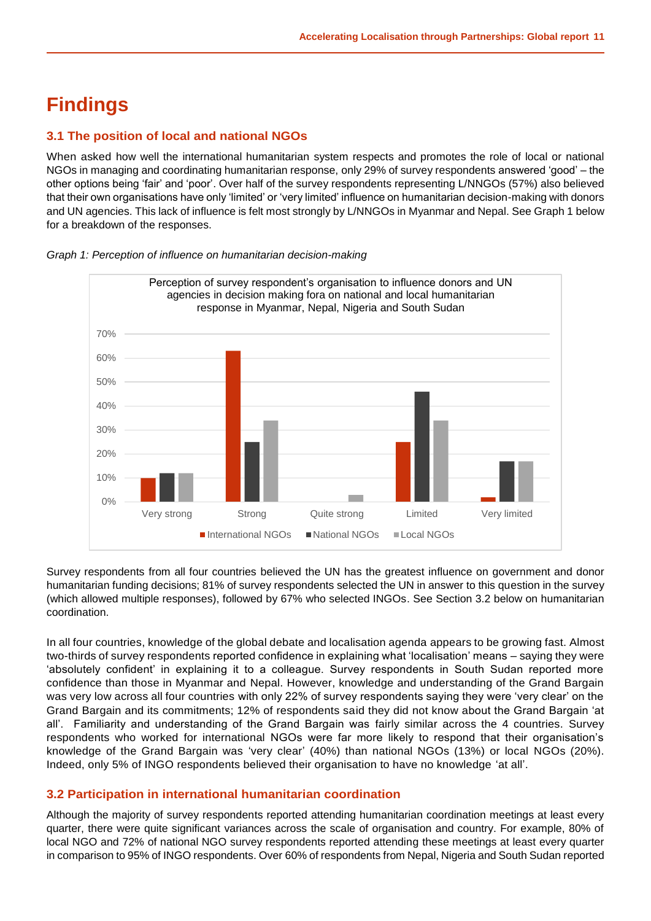# Findings

## 3.1 The position of local and national NGOs

When asked how well the international humanitarian system respects and promotes the role of local or national NGOs in managing and coordinating humanitarian response, only 29% of survey respondents answered 'good' – the other options being 'fair' and 'poor'. Over half of the survey respondents representing L/NNGOs (57%) also believed that their own organisations have only 'limited' or 'very limited' influence on humanitarian decision-making with donors and UN agencies. This lack of influence is felt most strongly by L/NNGOs in Myanmar and Nepal. See Graph 1 below for a breakdown of the responses.

*Graph 1: Perception of influence on humanitarian decision-making*

Perception of survey respondent's organisation to influence donors and UN agencies in decision making fora on national and local humanitarian response in Myanmar, Nepal, Nigeria and South Sudan

70%
60%
50%
40%
30%
20%
10%
0%

Very strong
Strong
Quite strong
Limited
Very limited

International NGOs
National NGOs
Local NGOs

Survey respondents from all four countries believed the UN has the greatest influence on government and donor humanitarian funding decisions; 81% of survey respondents selected the UN in answer to this question in the survey (which allowed multiple responses), followed by 67% who selected INGOs. See Section 3.2 below on humanitarian coordination.

In all four countries, knowledge of the global debate and localisation agenda appears to be growing fast. Almost two-thirds of survey respondents reported confidence in explaining what 'localisation' means – saying they were 'absolutely confident' in explaining it to a colleague. Survey respondents in South Sudan reported more confidence than those in Myanmar and Nepal. However, knowledge and understanding of the Grand Bargain was very low across all four countries with only 22% of survey respondents saying they were 'very clear' on the Grand Bargain and its commitments; 12% of respondents said they did not know about the Grand Bargain 'at all'. Familiarity and understanding of the Grand Bargain was fairly similar across the 4 countries. Survey respondents who worked for international NGOs were far more likely to respond that their organisation's knowledge of the Grand Bargain was 'very clear' (40%) than national NGOs (13%) or local NGOs (20%). Indeed, only 5% of INGO respondents believed their organisation to have no knowledge 'at all'.

## 3.2 Participation in international humanitarian coordination

Although the majority of survey respondents reported attending humanitarian coordination meetings at least every quarter, there were quite significant variances across the scale of organisation and country. For example, 80% of local NGO and 72% of national NGO survey respondents reported attending these meetings at least every quarter in comparison to 95% of INGO respondents. Over 60% of respondents from Nepal, Nigeria and South Sudan reported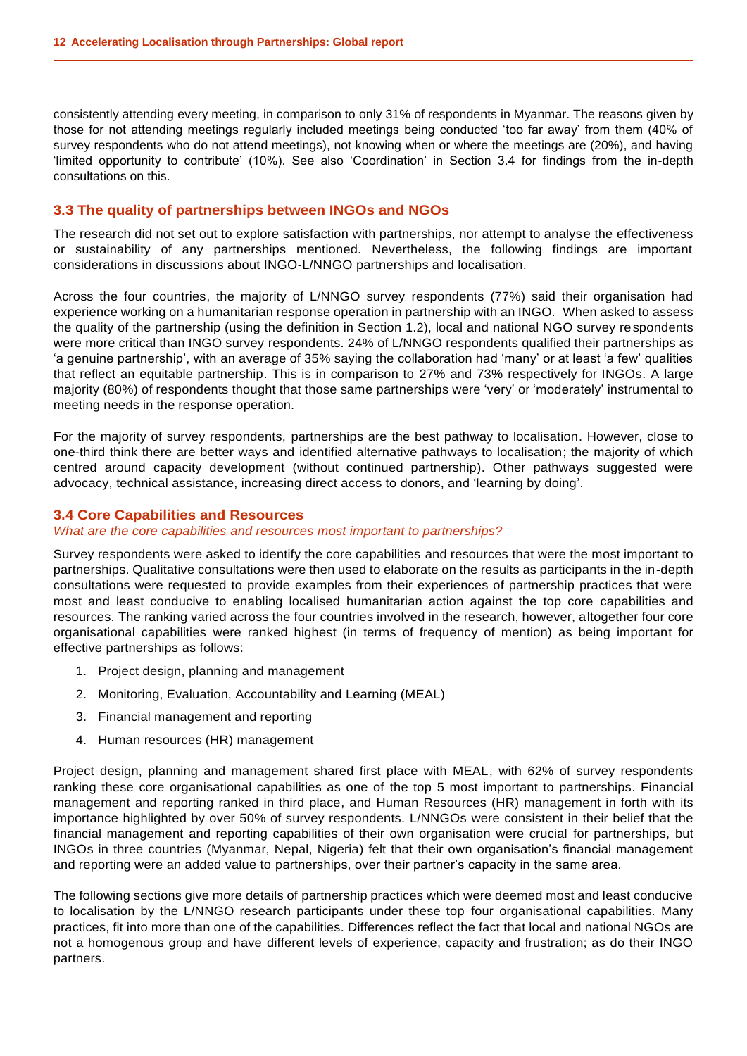consistently attending every meeting, in comparison to only 31% of respondents in Myanmar. The reasons given by those for not attending meetings regularly included meetings being conducted 'too far away' from them (40% of survey respondents who do not attend meetings), not knowing when or where the meetings are (20%), and having 'limited opportunity to contribute' (10%). See also 'Coordination' in Section 3.4 for findings from the in-depth consultations on this.

## 3.3 The quality of partnerships between INGOs and NGOs

The research did not set out to explore satisfaction with partnerships, nor attempt to analyse the effectiveness or sustainability of any partnerships mentioned. Nevertheless, the following findings are important considerations in discussions about INGO-L/NNGO partnerships and localisation.

Across the four countries, the majority of L/NNGO survey respondents (77%) said their organisation had experience working on a humanitarian response operation in partnership with an INGO. When asked to assess the quality of the partnership (using the definition in Section 1.2), local and national NGO survey respondents were more critical than INGO survey respondents. 24% of L/NNGO respondents qualified their partnerships as 'a genuine partnership', with an average of 35% saying the collaboration had 'many' or at least 'a few' qualities that reflect an equitable partnership. This is in comparison to 27% and 73% respectively for INGOs. A large majority (80%) of respondents thought that those same partnerships were 'very' or 'moderately' instrumental to meeting needs in the response operation.

For the majority of survey respondents, partnerships are the best pathway to localisation. However, close to one-third think there are better ways and identified alternative pathways to localisation; the majority of which centred around capacity development (without continued partnership). Other pathways suggested were advocacy, technical assistance, increasing direct access to donors, and 'learning by doing'.

## 3.4 Core Capabilities and Resources

*What are the core capabilities and resources most important to partnerships?*

Survey respondents were asked to identify the core capabilities and resources that were the most important to partnerships. Qualitative consultations were then used to elaborate on the results as participants in the in-depth consultations were requested to provide examples from their experiences of partnership practices that were most and least conducive to enabling localised humanitarian action against the top core capabilities and resources. The ranking varied across the four countries involved in the research, however, altogether four core organisational capabilities were ranked highest (in terms of frequency of mention) as being important for effective partnerships as follows:

1. Project design, planning and management
2. Monitoring, Evaluation, Accountability and Learning (MEAL)
3. Financial management and reporting
4. Human resources (HR) management

Project design, planning and management shared first place with MEAL, with 62% of survey respondents ranking these core organisational capabilities as one of the top 5 most important to partnerships. Financial management and reporting ranked in third place, and Human Resources (HR) management in forth with its importance highlighted by over 50% of survey respondents. L/NNGOs were consistent in their belief that the financial management and reporting capabilities of their own organisation were crucial for partnerships, but INGOs in three countries (Myanmar, Nepal, Nigeria) felt that their own organisation's financial management and reporting were an added value to partnerships, over their partner's capacity in the same area.

The following sections give more details of partnership practices which were deemed most and least conducive to localisation by the L/NNGO research participants under these top four organisational capabilities. Many practices, fit into more than one of the capabilities. Differences reflect the fact that local and national NGOs are not a homogenous group and have different levels of experience, capacity and frustration; as do their INGO partners.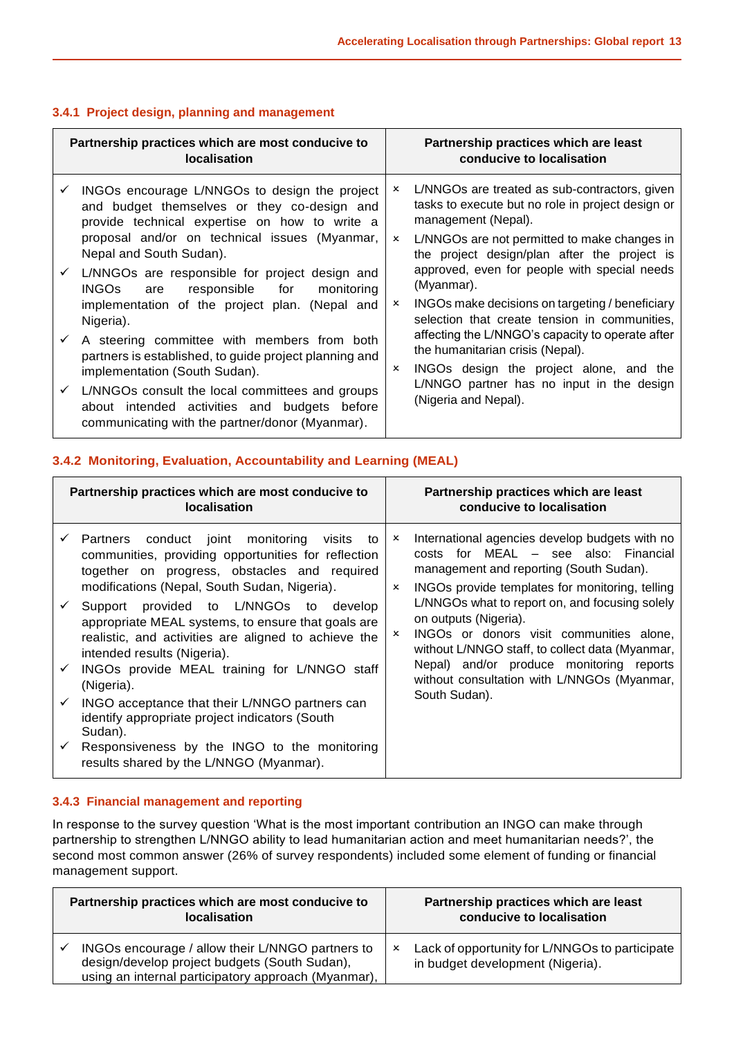### 3.4.1 Project design, planning and management

| Partnership practices which are most conducive to localisation | Partnership practices which are least conducive to localisation |
|---|---|
| ✓ INGOs encourage L/NNGOs to design the project and budget themselves or they co-design and provide technical expertise on how to write a proposal and/or on technical issues (Myanmar, Nepal and South Sudan).<br>✓ L/NNGOs are responsible for project design and INGOs are responsible for monitoring implementation of the project plan. (Nepal and Nigeria).<br>✓ A steering committee with members from both partners is established, to guide project planning and implementation (South Sudan).<br>✓ L/NNGOs consult the local committees and groups about intended activities and budgets before communicating with the partner/donor (Myanmar). | × L/NNGOs are treated as sub-contractors, given tasks to execute but no role in project design or management (Nepal).<br>× L/NNGOs are not permitted to make changes in the project design/plan after the project is approved, even for people with special needs (Myanmar).<br>× INGOs make decisions on targeting / beneficiary selection that create tension in communities, affecting the L/NNGO's capacity to operate after the humanitarian crisis (Nepal).<br>× INGOs design the project alone, and the L/NNGO partner has no input in the design (Nigeria and Nepal). |

### 3.4.2 Monitoring, Evaluation, Accountability and Learning (MEAL)

| Partnership practices which are most conducive to localisation | Partnership practices which are least conducive to localisation |
|---|---|
| ✓ Partners conduct joint monitoring visits to communities, providing opportunities for reflection together on progress, obstacles and required modifications (Nepal, South Sudan, Nigeria).<br>✓ Support provided to L/NNGOs to develop appropriate MEAL systems, to ensure that goals are realistic, and activities are aligned to achieve the intended results (Nigeria).<br>✓ INGOs provide MEAL training for L/NNGO staff (Nigeria).<br>✓ INGO acceptance that their L/NNGO partners can identify appropriate project indicators (South Sudan).<br>✓ Responsiveness by the INGO to the monitoring results shared by the L/NNGO (Myanmar). | × International agencies develop budgets with no costs for MEAL – see also: Financial management and reporting (South Sudan).<br>× INGOs provide templates for monitoring, telling L/NNGOs what to report on, and focusing solely on outputs (Nigeria).<br>× INGOs or donors visit communities alone, without L/NNGO staff, to collect data (Myanmar, Nepal) and/or produce monitoring reports without consultation with L/NNGOs (Myanmar, South Sudan). |

### 3.4.3 Financial management and reporting

In response to the survey question 'What is the most important contribution an INGO can make through partnership to strengthen L/NNGO ability to lead humanitarian action and meet humanitarian needs?', the second most common answer (26% of survey respondents) included some element of funding or financial management support.

| Partnership practices which are most conducive to localisation | Partnership practices which are least conducive to localisation |
|---|---|
| ✓ INGOs encourage / allow their L/NNGO partners to design/develop project budgets (South Sudan), using an internal participatory approach (Myanmar), | × Lack of opportunity for L/NNGOs to participate in budget development (Nigeria). |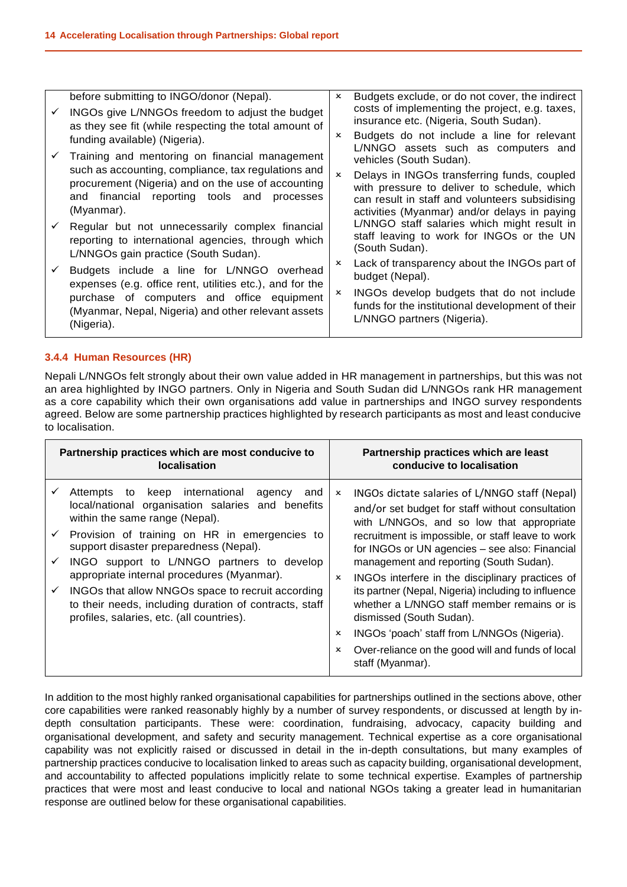| | |
|---|---|
| before submitting to INGO/donor (Nepal).<br>✓ INGOs give L/NNGOs freedom to adjust the budget as they see fit (while respecting the total amount of funding available) (Nigeria).<br>✓ Training and mentoring on financial management such as accounting, compliance, tax regulations and procurement (Nigeria) and on the use of accounting and financial reporting tools and processes (Myanmar).<br>✓ Regular but not unnecessarily complex financial reporting to international agencies, through which L/NNGOs gain practice (South Sudan).<br>✓ Budgets include a line for L/NNGO overhead expenses (e.g. office rent, utilities etc.), and for the purchase of computers and office equipment (Myanmar, Nepal, Nigeria) and other relevant assets (Nigeria). | × Budgets exclude, or do not cover, the indirect costs of implementing the project, e.g. taxes, insurance etc. (Nigeria, South Sudan).<br>× Budgets do not include a line for relevant L/NNGO assets such as computers and vehicles (South Sudan).<br>× Delays in INGOs transferring funds, coupled with pressure to deliver to schedule, which can result in staff and volunteers subsidising activities (Myanmar) and/or delays in paying L/NNGO staff salaries which might result in staff leaving to work for INGOs or the UN (South Sudan).<br>× Lack of transparency about the INGOs part of budget (Nepal).<br>× INGOs develop budgets that do not include funds for the institutional development of their L/NNGO partners (Nigeria). |

### 3.4.4 Human Resources (HR)

Nepali L/NNGOs felt strongly about their own value added in HR management in partnerships, but this was not an area highlighted by INGO partners. Only in Nigeria and South Sudan did L/NNGOs rank HR management as a core capability which their own organisations add value in partnerships and INGO survey respondents agreed. Below are some partnership practices highlighted by research participants as most and least conducive to localisation.

| Partnership practices which are most conducive to localisation | Partnership practices which are least conducive to localisation |
|---|---|
| ✓ Attempts to keep international agency and local/national organisation salaries and benefits within the same range (Nepal).<br>✓ Provision of training on HR in emergencies to support disaster preparedness (Nepal).<br>✓ INGO support to L/NNGO partners to develop appropriate internal procedures (Myanmar).<br>✓ INGOs that allow NNGOs space to recruit according to their needs, including duration of contracts, staff profiles, salaries, etc. (all countries). | × INGOs dictate salaries of L/NNGO staff (Nepal) and/or set budget for staff without consultation with L/NNGOs, and so low that appropriate recruitment is impossible, or staff leave to work for INGOs or UN agencies – see also: Financial management and reporting (South Sudan).<br>× INGOs interfere in the disciplinary practices of its partner (Nepal, Nigeria) including to influence whether a L/NNGO staff member remains or is dismissed (South Sudan).<br>× INGOs 'poach' staff from L/NNGOs (Nigeria).<br>× Over-reliance on the good will and funds of local staff (Myanmar). |

In addition to the most highly ranked organisational capabilities for partnerships outlined in the sections above, other core capabilities were ranked reasonably highly by a number of survey respondents, or discussed at length by in-depth consultation participants. These were: coordination, fundraising, advocacy, capacity building and organisational development, and safety and security management. Technical expertise as a core organisational capability was not explicitly raised or discussed in detail in the in-depth consultations, but many examples of partnership practices conducive to localisation linked to areas such as capacity building, organisational development, and accountability to affected populations implicitly relate to some technical expertise. Examples of partnership practices that were most and least conducive to local and national NGOs taking a greater lead in humanitarian response are outlined below for these organisational capabilities.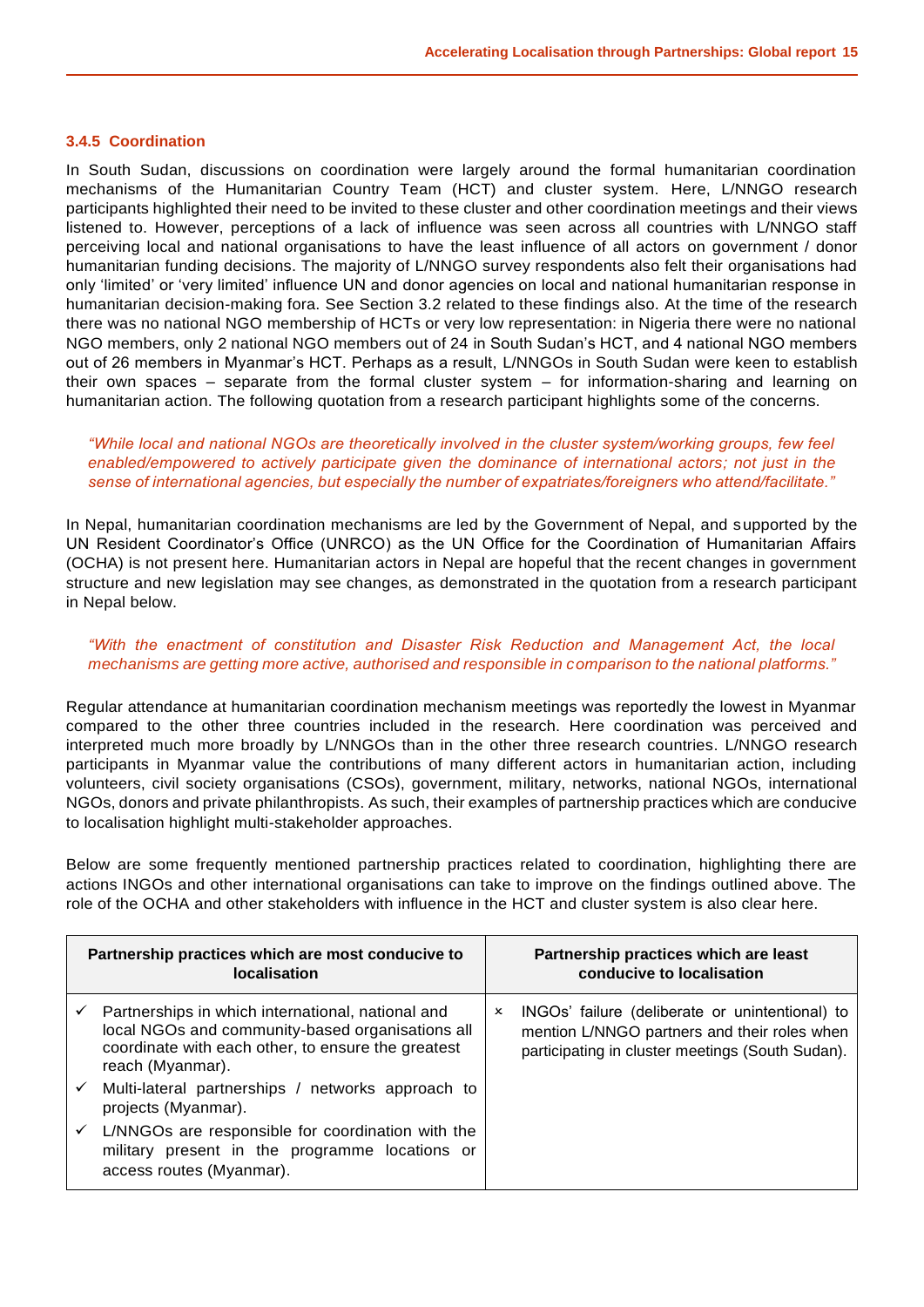### 3.4.5 Coordination

In South Sudan, discussions on coordination were largely around the formal humanitarian coordination mechanisms of the Humanitarian Country Team (HCT) and cluster system. Here, L/NNGO research participants highlighted their need to be invited to these cluster and other coordination meetings and their views listened to. However, perceptions of a lack of influence was seen across all countries with L/NNGO staff perceiving local and national organisations to have the least influence of all actors on government / donor humanitarian funding decisions. The majority of L/NNGO survey respondents also felt their organisations had only 'limited' or 'very limited' influence UN and donor agencies on local and national humanitarian response in humanitarian decision-making fora. See Section 3.2 related to these findings also. At the time of the research there was no national NGO membership of HCTs or very low representation: in Nigeria there were no national NGO members, only 2 national NGO members out of 24 in South Sudan's HCT, and 4 national NGO members out of 26 members in Myanmar's HCT. Perhaps as a result, L/NNGOs in South Sudan were keen to establish their own spaces – separate from the formal cluster system – for information-sharing and learning on humanitarian action. The following quotation from a research participant highlights some of the concerns.

> *"While local and national NGOs are theoretically involved in the cluster system/working groups, few feel enabled/empowered to actively participate given the dominance of international actors; not just in the sense of international agencies, but especially the number of expatriates/foreigners who attend/facilitate."*

In Nepal, humanitarian coordination mechanisms are led by the Government of Nepal, and supported by the UN Resident Coordinator's Office (UNRCO) as the UN Office for the Coordination of Humanitarian Affairs (OCHA) is not present here. Humanitarian actors in Nepal are hopeful that the recent changes in government structure and new legislation may see changes, as demonstrated in the quotation from a research participant in Nepal below.

> *"With the enactment of constitution and Disaster Risk Reduction and Management Act, the local mechanisms are getting more active, authorised and responsible in comparison to the national platforms."*

Regular attendance at humanitarian coordination mechanism meetings was reportedly the lowest in Myanmar compared to the other three countries included in the research. Here coordination was perceived and interpreted much more broadly by L/NNGOs than in the other three research countries. L/NNGO research participants in Myanmar value the contributions of many different actors in humanitarian action, including volunteers, civil society organisations (CSOs), government, military, networks, national NGOs, international NGOs, donors and private philanthropists. As such, their examples of partnership practices which are conducive to localisation highlight multi-stakeholder approaches.

Below are some frequently mentioned partnership practices related to coordination, highlighting there are actions INGOs and other international organisations can take to improve on the findings outlined above. The role of the OCHA and other stakeholders with influence in the HCT and cluster system is also clear here.

| Partnership practices which are most conducive to localisation | Partnership practices which are least conducive to localisation |
|---|---|
| ✓ Partnerships in which international, national and local NGOs and community-based organisations all coordinate with each other, to ensure the greatest reach (Myanmar).<br>✓ Multi-lateral partnerships / networks approach to projects (Myanmar).<br>✓ L/NNGOs are responsible for coordination with the military present in the programme locations or access routes (Myanmar). | × INGOs' failure (deliberate or unintentional) to mention L/NNGO partners and their roles when participating in cluster meetings (South Sudan). |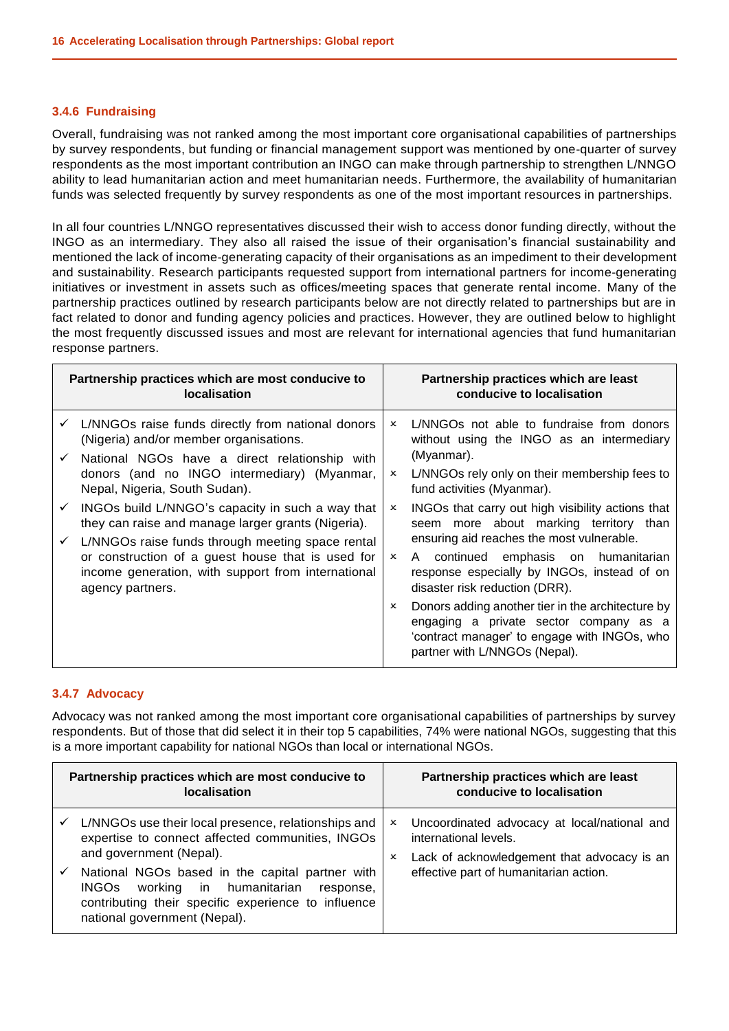### 3.4.6 Fundraising

Overall, fundraising was not ranked among the most important core organisational capabilities of partnerships by survey respondents, but funding or financial management support was mentioned by one-quarter of survey respondents as the most important contribution an INGO can make through partnership to strengthen L/NNGO ability to lead humanitarian action and meet humanitarian needs. Furthermore, the availability of humanitarian funds was selected frequently by survey respondents as one of the most important resources in partnerships.

In all four countries L/NNGO representatives discussed their wish to access donor funding directly, without the INGO as an intermediary. They also all raised the issue of their organisation's financial sustainability and mentioned the lack of income-generating capacity of their organisations as an impediment to their development and sustainability. Research participants requested support from international partners for income-generating initiatives or investment in assets such as offices/meeting spaces that generate rental income. Many of the partnership practices outlined by research participants below are not directly related to partnerships but are in fact related to donor and funding agency policies and practices. However, they are outlined below to highlight the most frequently discussed issues and most are relevant for international agencies that fund humanitarian response partners.

| Partnership practices which are most conducive to localisation | Partnership practices which are least conducive to localisation |
|---|---|
| ✓ L/NNGOs raise funds directly from national donors (Nigeria) and/or member organisations.<br>✓ National NGOs have a direct relationship with donors (and no INGO intermediary) (Myanmar, Nepal, Nigeria, South Sudan).<br>✓ INGOs build L/NNGO's capacity in such a way that they can raise and manage larger grants (Nigeria).<br>✓ L/NNGOs raise funds through meeting space rental or construction of a guest house that is used for income generation, with support from international agency partners. | × L/NNGOs not able to fundraise from donors without using the INGO as an intermediary (Myanmar).<br>× L/NNGOs rely only on their membership fees to fund activities (Myanmar).<br>× INGOs that carry out high visibility actions that seem more about marking territory than ensuring aid reaches the most vulnerable.<br>× A continued emphasis on humanitarian response especially by INGOs, instead of on disaster risk reduction (DRR).<br>× Donors adding another tier in the architecture by engaging a private sector company as a 'contract manager' to engage with INGOs, who partner with L/NNGOs (Nepal). |

### 3.4.7 Advocacy

Advocacy was not ranked among the most important core organisational capabilities of partnerships by survey respondents. But of those that did select it in their top 5 capabilities, 74% were national NGOs, suggesting that this is a more important capability for national NGOs than local or international NGOs.

| Partnership practices which are most conducive to localisation | Partnership practices which are least conducive to localisation |
|---|---|
| ✓ L/NNGOs use their local presence, relationships and expertise to connect affected communities, INGOs and government (Nepal).<br>✓ National NGOs based in the capital partner with INGOs working in humanitarian response, contributing their specific experience to influence national government (Nepal). | × Uncoordinated advocacy at local/national and international levels.<br>× Lack of acknowledgement that advocacy is an effective part of humanitarian action. |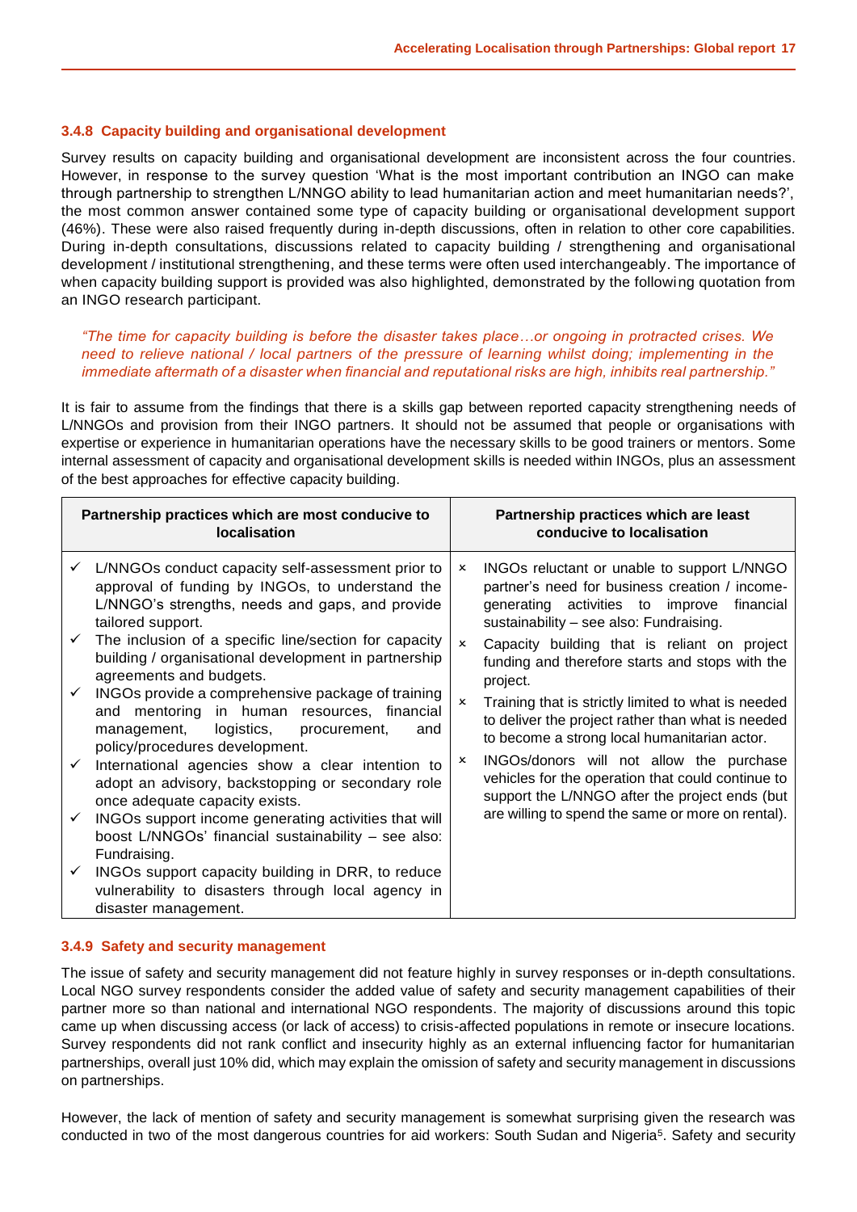### 3.4.8 Capacity building and organisational development

Survey results on capacity building and organisational development are inconsistent across the four countries. However, in response to the survey question 'What is the most important contribution an INGO can make through partnership to strengthen L/NNGO ability to lead humanitarian action and meet humanitarian needs?', the most common answer contained some type of capacity building or organisational development support (46%). These were also raised frequently during in-depth discussions, often in relation to other core capabilities. During in-depth consultations, discussions related to capacity building / strengthening and organisational development / institutional strengthening, and these terms were often used interchangeably. The importance of when capacity building support is provided was also highlighted, demonstrated by the following quotation from an INGO research participant.

> *"The time for capacity building is before the disaster takes place…or ongoing in protracted crises. We need to relieve national / local partners of the pressure of learning whilst doing; implementing in the immediate aftermath of a disaster when financial and reputational risks are high, inhibits real partnership."*

It is fair to assume from the findings that there is a skills gap between reported capacity strengthening needs of L/NNGOs and provision from their INGO partners. It should not be assumed that people or organisations with expertise or experience in humanitarian operations have the necessary skills to be good trainers or mentors. Some internal assessment of capacity and organisational development skills is needed within INGOs, plus an assessment of the best approaches for effective capacity building.

| Partnership practices which are most conducive to localisation | Partnership practices which are least conducive to localisation |
|---|---|
| ✓ L/NNGOs conduct capacity self-assessment prior to approval of funding by INGOs, to understand the L/NNGO's strengths, needs and gaps, and provide tailored support.<br>✓ The inclusion of a specific line/section for capacity building / organisational development in partnership agreements and budgets.<br>✓ INGOs provide a comprehensive package of training and mentoring in human resources, financial management, logistics, procurement, and policy/procedures development.<br>✓ International agencies show a clear intention to adopt an advisory, backstopping or secondary role once adequate capacity exists.<br>✓ INGOs support income generating activities that will boost L/NNGOs' financial sustainability – see also: Fundraising.<br>✓ INGOs support capacity building in DRR, to reduce vulnerability to disasters through local agency in disaster management. | × INGOs reluctant or unable to support L/NNGO partner's need for business creation / income-generating activities to improve financial sustainability – see also: Fundraising.<br>× Capacity building that is reliant on project funding and therefore starts and stops with the project.<br>× Training that is strictly limited to what is needed to deliver the project rather than what is needed to become a strong local humanitarian actor.<br>× INGOs/donors will not allow the purchase vehicles for the operation that could continue to support the L/NNGO after the project ends (but are willing to spend the same or more on rental). |

### 3.4.9 Safety and security management

The issue of safety and security management did not feature highly in survey responses or in-depth consultations. Local NGO survey respondents consider the added value of safety and security management capabilities of their partner more so than national and international NGO respondents. The majority of discussions around this topic came up when discussing access (or lack of access) to crisis-affected populations in remote or insecure locations. Survey respondents did not rank conflict and insecurity highly as an external influencing factor for humanitarian partnerships, overall just 10% did, which may explain the omission of safety and security management in discussions on partnerships.

However, the lack of mention of safety and security management is somewhat surprising given the research was conducted in two of the most dangerous countries for aid workers: South Sudan and Nigeria[5]. Safety and security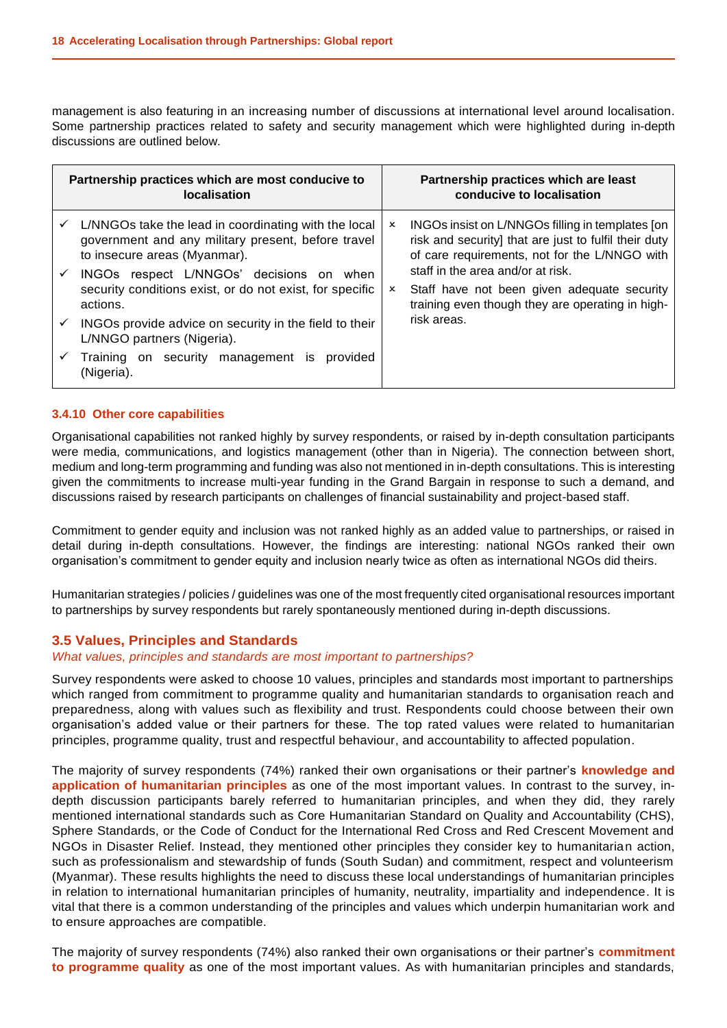management is also featuring in an increasing number of discussions at international level around localisation. Some partnership practices related to safety and security management which were highlighted during in-depth discussions are outlined below.

| Partnership practices which are most conducive to localisation | Partnership practices which are least conducive to localisation |
|---|---|
| ✓ L/NNGOs take the lead in coordinating with the local government and any military present, before travel to insecure areas (Myanmar).<br>✓ INGOs respect L/NNGOs' decisions on when security conditions exist, or do not exist, for specific actions.<br>✓ INGOs provide advice on security in the field to their L/NNGO partners (Nigeria).<br>✓ Training on security management is provided (Nigeria). | × INGOs insist on L/NNGOs filling in templates [on risk and security] that are just to fulfil their duty of care requirements, not for the L/NNGO with staff in the area and/or at risk.<br>× Staff have not been given adequate security training even though they are operating in high-risk areas. |

### 3.4.10 Other core capabilities

Organisational capabilities not ranked highly by survey respondents, or raised by in-depth consultation participants were media, communications, and logistics management (other than in Nigeria). The connection between short, medium and long-term programming and funding was also not mentioned in in-depth consultations. This is interesting given the commitments to increase multi-year funding in the Grand Bargain in response to such a demand, and discussions raised by research participants on challenges of financial sustainability and project-based staff.

Commitment to gender equity and inclusion was not ranked highly as an added value to partnerships, or raised in detail during in-depth consultations. However, the findings are interesting: national NGOs ranked their own organisation's commitment to gender equity and inclusion nearly twice as often as international NGOs did theirs.

Humanitarian strategies / policies / guidelines was one of the most frequently cited organisational resources important to partnerships by survey respondents but rarely spontaneously mentioned during in-depth discussions.

## 3.5 Values, Principles and Standards

*What values, principles and standards are most important to partnerships?*

Survey respondents were asked to choose 10 values, principles and standards most important to partnerships which ranged from commitment to programme quality and humanitarian standards to organisation reach and preparedness, along with values such as flexibility and trust. Respondents could choose between their own organisation's added value or their partners for these. The top rated values were related to humanitarian principles, programme quality, trust and respectful behaviour, and accountability to affected population.

The majority of survey respondents (74%) ranked their own organisations or their partner's **knowledge and application of humanitarian principles** as one of the most important values. In contrast to the survey, in-depth discussion participants barely referred to humanitarian principles, and when they did, they rarely mentioned international standards such as Core Humanitarian Standard on Quality and Accountability (CHS), Sphere Standards, or the Code of Conduct for the International Red Cross and Red Crescent Movement and NGOs in Disaster Relief. Instead, they mentioned other principles they consider key to humanitarian action, such as professionalism and stewardship of funds (South Sudan) and commitment, respect and volunteerism (Myanmar). These results highlights the need to discuss these local understandings of humanitarian principles in relation to international humanitarian principles of humanity, neutrality, impartiality and independence. It is vital that there is a common understanding of the principles and values which underpin humanitarian work and to ensure approaches are compatible.

The majority of survey respondents (74%) also ranked their own organisations or their partner's **commitment to programme quality** as one of the most important values. As with humanitarian principles and standards,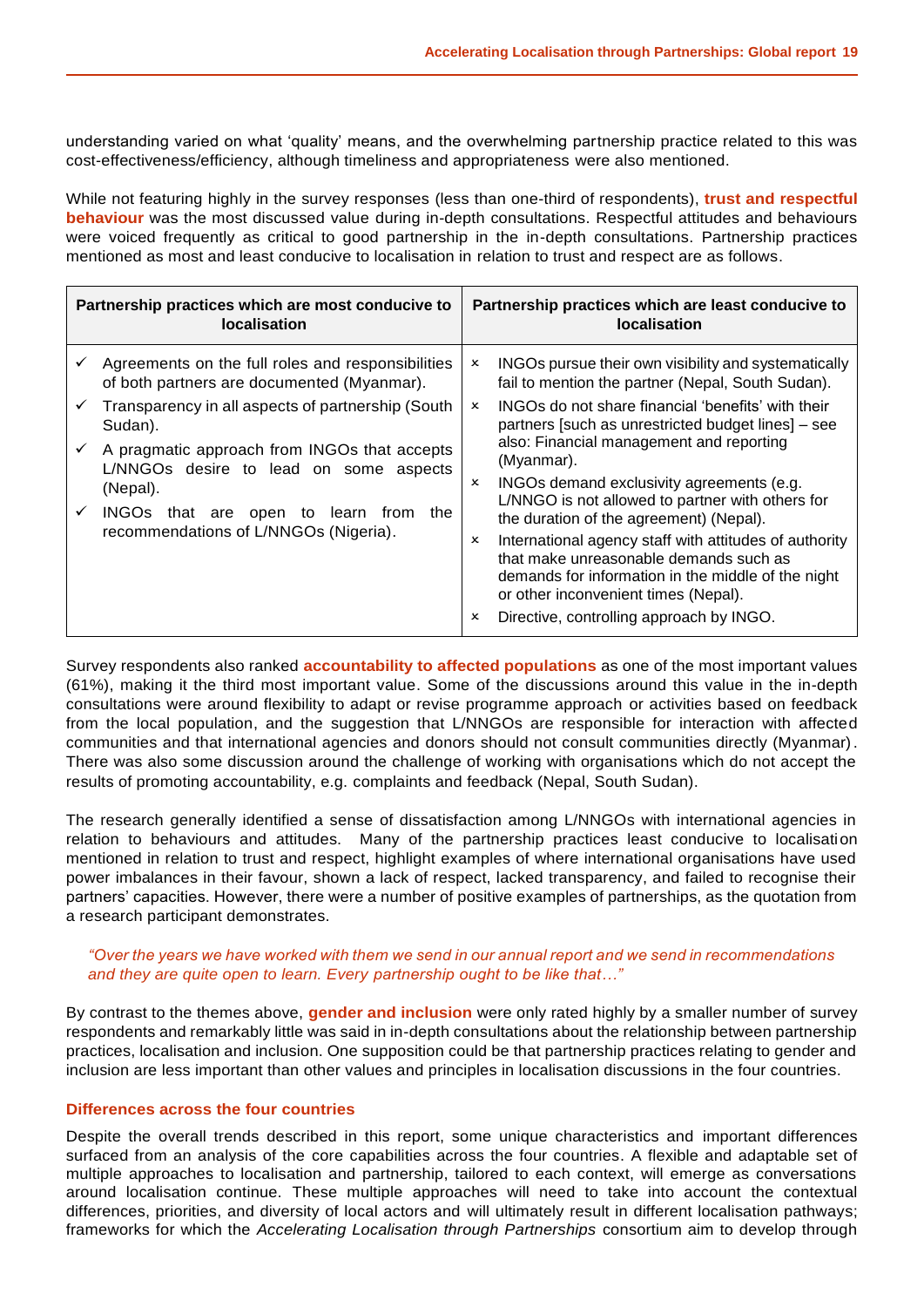understanding varied on what 'quality' means, and the overwhelming partnership practice related to this was cost-effectiveness/efficiency, although timeliness and appropriateness were also mentioned.

While not featuring highly in the survey responses (less than one-third of respondents), **trust and respectful behaviour** was the most discussed value during in-depth consultations. Respectful attitudes and behaviours were voiced frequently as critical to good partnership in the in-depth consultations. Partnership practices mentioned as most and least conducive to localisation in relation to trust and respect are as follows.

| Partnership practices which are most conducive to localisation | Partnership practices which are least conducive to localisation |
|---|---|
| ✓ Agreements on the full roles and responsibilities of both partners are documented (Myanmar).<br>✓ Transparency in all aspects of partnership (South Sudan).<br>✓ A pragmatic approach from INGOs that accepts L/NNGOs desire to lead on some aspects (Nepal).<br>✓ INGOs that are open to learn from the recommendations of L/NNGOs (Nigeria). | × INGOs pursue their own visibility and systematically fail to mention the partner (Nepal, South Sudan).<br>× INGOs do not share financial 'benefits' with their partners [such as unrestricted budget lines] – see also: Financial management and reporting (Myanmar).<br>× INGOs demand exclusivity agreements (e.g. L/NNGO is not allowed to partner with others for the duration of the agreement) (Nepal).<br>× International agency staff with attitudes of authority that make unreasonable demands such as demands for information in the middle of the night or other inconvenient times (Nepal).<br>× Directive, controlling approach by INGO. |

Survey respondents also ranked **accountability to affected populations** as one of the most important values (61%), making it the third most important value. Some of the discussions around this value in the in-depth consultations were around flexibility to adapt or revise programme approach or activities based on feedback from the local population, and the suggestion that L/NNGOs are responsible for interaction with affected communities and that international agencies and donors should not consult communities directly (Myanmar). There was also some discussion around the challenge of working with organisations which do not accept the results of promoting accountability, e.g. complaints and feedback (Nepal, South Sudan).

The research generally identified a sense of dissatisfaction among L/NNGOs with international agencies in relation to behaviours and attitudes. Many of the partnership practices least conducive to localisation mentioned in relation to trust and respect, highlight examples of where international organisations have used power imbalances in their favour, shown a lack of respect, lacked transparency, and failed to recognise their partners' capacities. However, there were a number of positive examples of partnerships, as the quotation from a research participant demonstrates.

> *"Over the years we have worked with them we send in our annual report and we send in recommendations and they are quite open to learn. Every partnership ought to be like that…"*

By contrast to the themes above, **gender and inclusion** were only rated highly by a smaller number of survey respondents and remarkably little was said in in-depth consultations about the relationship between partnership practices, localisation and inclusion. One supposition could be that partnership practices relating to gender and inclusion are less important than other values and principles in localisation discussions in the four countries.

### Differences across the four countries

Despite the overall trends described in this report, some unique characteristics and important differences surfaced from an analysis of the core capabilities across the four countries. A flexible and adaptable set of multiple approaches to localisation and partnership, tailored to each context, will emerge as conversations around localisation continue. These multiple approaches will need to take into account the contextual differences, priorities, and diversity of local actors and will ultimately result in different localisation pathways; frameworks for which the *Accelerating Localisation through Partnerships* consortium aim to develop through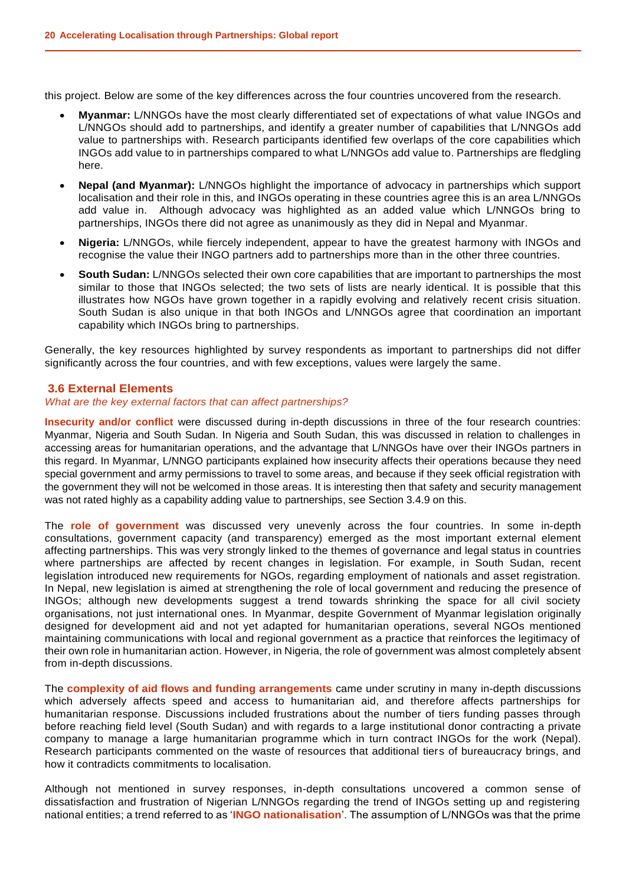this project. Below are some of the key differences across the four countries uncovered from the research.

- **Myanmar:** L/NNGOs have the most clearly differentiated set of expectations of what value INGOs and L/NNGOs should add to partnerships, and identify a greater number of capabilities that L/NNGOs add value to partnerships with. Research participants identified few overlaps of the core capabilities which INGOs add value to in partnerships compared to what L/NNGOs add value to. Partnerships are fledgling here.
- **Nepal (and Myanmar):** L/NNGOs highlight the importance of advocacy in partnerships which support localisation and their role in this, and INGOs operating in these countries agree this is an area L/NNGOs add value in. Although advocacy was highlighted as an added value which L/NNGOs bring to partnerships, INGOs there did not agree as unanimously as they did in Nepal and Myanmar.
- **Nigeria:** L/NNGOs, while fiercely independent, appear to have the greatest harmony with INGOs and recognise the value their INGO partners add to partnerships more than in the other three countries.
- **South Sudan:** L/NNGOs selected their own core capabilities that are important to partnerships the most similar to those that INGOs selected; the two sets of lists are nearly identical. It is possible that this illustrates how NGOs have grown together in a rapidly evolving and relatively recent crisis situation. South Sudan is also unique in that both INGOs and L/NNGOs agree that coordination an important capability which INGOs bring to partnerships.

Generally, the key resources highlighted by survey respondents as important to partnerships did not differ significantly across the four countries, and with few exceptions, values were largely the same.

### 3.6 External Elements

*What are the key external factors that can affect partnerships?*

**Insecurity and/or conflict** were discussed during in-depth discussions in three of the four research countries: Myanmar, Nigeria and South Sudan. In Nigeria and South Sudan, this was discussed in relation to challenges in accessing areas for humanitarian operations, and the advantage that L/NNGOs have over their INGOs partners in this regard. In Myanmar, L/NNGO participants explained how insecurity affects their operations because they need special government and army permissions to travel to some areas, and because if they seek official registration with the government they will not be welcomed in those areas. It is interesting then that safety and security management was not rated highly as a capability adding value to partnerships, see Section 3.4.9 on this.

The **role of government** was discussed very unevenly across the four countries. In some in-depth consultations, government capacity (and transparency) emerged as the most important external element affecting partnerships. This was very strongly linked to the themes of governance and legal status in countries where partnerships are affected by recent changes in legislation. For example, in South Sudan, recent legislation introduced new requirements for NGOs, regarding employment of nationals and asset registration. In Nepal, new legislation is aimed at strengthening the role of local government and reducing the presence of INGOs; although new developments suggest a trend towards shrinking the space for all civil society organisations, not just international ones. In Myanmar, despite Government of Myanmar legislation originally designed for development aid and not yet adapted for humanitarian operations, several NGOs mentioned maintaining communications with local and regional government as a practice that reinforces the legitimacy of their own role in humanitarian action. However, in Nigeria, the role of government was almost completely absent from in-depth discussions.

The **complexity of aid flows and funding arrangements** came under scrutiny in many in-depth discussions which adversely affects speed and access to humanitarian aid, and therefore affects partnerships for humanitarian response. Discussions included frustrations about the number of tiers funding passes through before reaching field level (South Sudan) and with regards to a large institutional donor contracting a private company to manage a large humanitarian programme which in turn contract INGOs for the work (Nepal). Research participants commented on the waste of resources that additional tiers of bureaucracy brings, and how it contradicts commitments to localisation.

Although not mentioned in survey responses, in-depth consultations uncovered a common sense of dissatisfaction and frustration of Nigerian L/NNGOs regarding the trend of INGOs setting up and registering national entities; a trend referred to as '**INGO nationalisation**'. The assumption of L/NNGOs was that the prime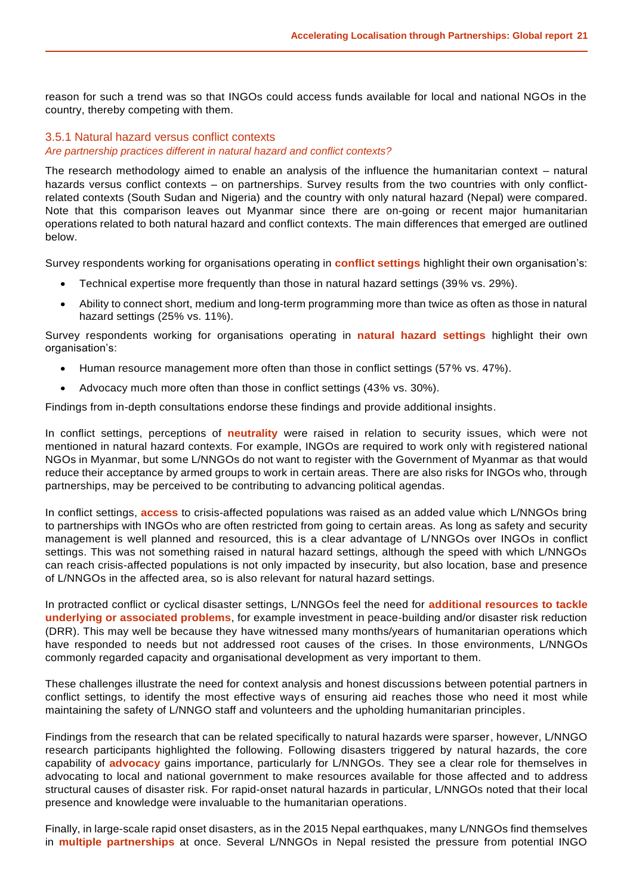reason for such a trend was so that INGOs could access funds available for local and national NGOs in the country, thereby competing with them.

### 3.5.1 Natural hazard versus conflict contexts

*Are partnership practices different in natural hazard and conflict contexts?*

The research methodology aimed to enable an analysis of the influence the humanitarian context – natural hazards versus conflict contexts – on partnerships. Survey results from the two countries with only conflict-related contexts (South Sudan and Nigeria) and the country with only natural hazard (Nepal) were compared. Note that this comparison leaves out Myanmar since there are on-going or recent major humanitarian operations related to both natural hazard and conflict contexts. The main differences that emerged are outlined below.

Survey respondents working for organisations operating in **conflict settings** highlight their own organisation's:

- Technical expertise more frequently than those in natural hazard settings (39% vs. 29%).
- Ability to connect short, medium and long-term programming more than twice as often as those in natural hazard settings (25% vs. 11%).

Survey respondents working for organisations operating in **natural hazard settings** highlight their own organisation's:

- Human resource management more often than those in conflict settings (57% vs. 47%).
- Advocacy much more often than those in conflict settings (43% vs. 30%).

Findings from in-depth consultations endorse these findings and provide additional insights.

In conflict settings, perceptions of **neutrality** were raised in relation to security issues, which were not mentioned in natural hazard contexts. For example, INGOs are required to work only with registered national NGOs in Myanmar, but some L/NNGOs do not want to register with the Government of Myanmar as that would reduce their acceptance by armed groups to work in certain areas. There are also risks for INGOs who, through partnerships, may be perceived to be contributing to advancing political agendas.

In conflict settings, **access** to crisis-affected populations was raised as an added value which L/NNGOs bring to partnerships with INGOs who are often restricted from going to certain areas. As long as safety and security management is well planned and resourced, this is a clear advantage of L/NNGOs over INGOs in conflict settings. This was not something raised in natural hazard settings, although the speed with which L/NNGOs can reach crisis-affected populations is not only impacted by insecurity, but also location, base and presence of L/NNGOs in the affected area, so is also relevant for natural hazard settings.

In protracted conflict or cyclical disaster settings, L/NNGOs feel the need for **additional resources to tackle underlying or associated problems**, for example investment in peace-building and/or disaster risk reduction (DRR). This may well be because they have witnessed many months/years of humanitarian operations which have responded to needs but not addressed root causes of the crises. In those environments, L/NNGOs commonly regarded capacity and organisational development as very important to them.

These challenges illustrate the need for context analysis and honest discussions between potential partners in conflict settings, to identify the most effective ways of ensuring aid reaches those who need it most while maintaining the safety of L/NNGO staff and volunteers and the upholding humanitarian principles.

Findings from the research that can be related specifically to natural hazards were sparser, however, L/NNGO research participants highlighted the following. Following disasters triggered by natural hazards, the core capability of **advocacy** gains importance, particularly for L/NNGOs. They see a clear role for themselves in advocating to local and national government to make resources available for those affected and to address structural causes of disaster risk. For rapid-onset natural hazards in particular, L/NNGOs noted that their local presence and knowledge were invaluable to the humanitarian operations.

Finally, in large-scale rapid onset disasters, as in the 2015 Nepal earthquakes, many L/NNGOs find themselves in **multiple partnerships** at once. Several L/NNGOs in Nepal resisted the pressure from potential INGO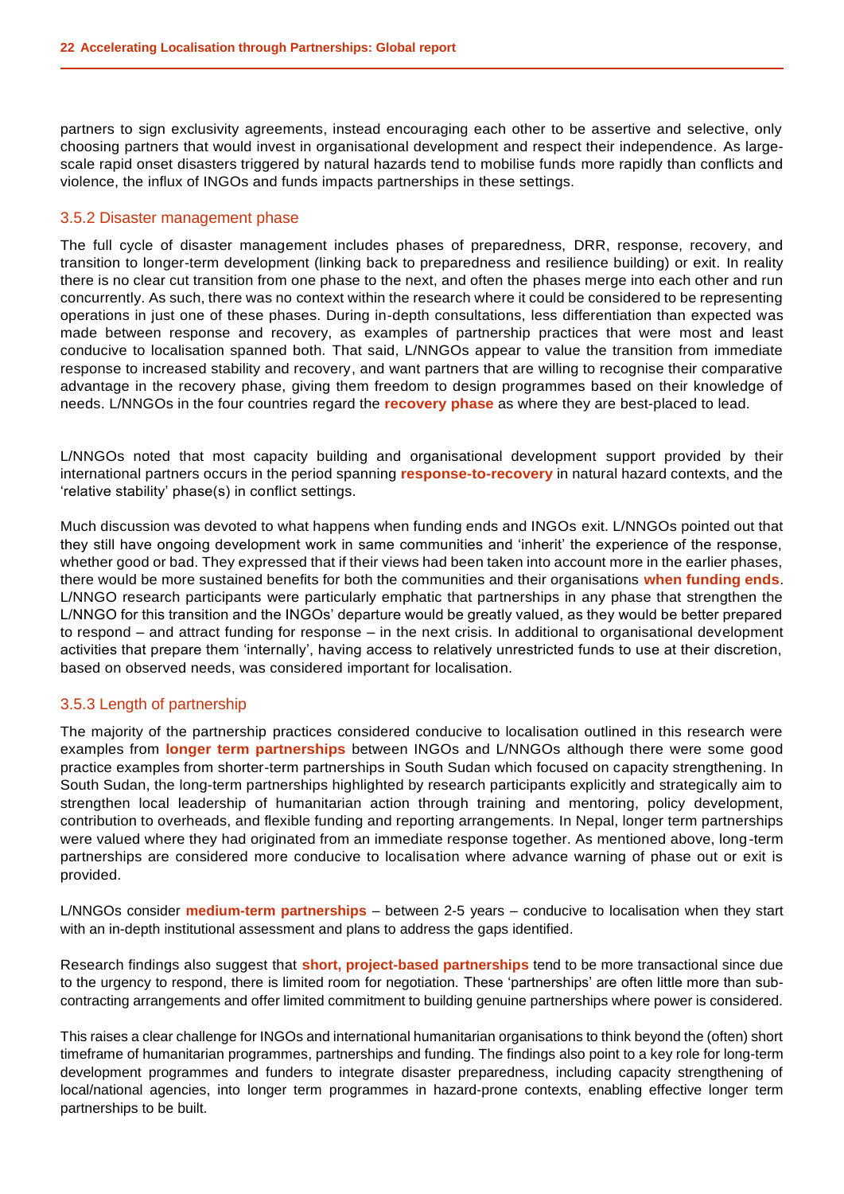partners to sign exclusivity agreements, instead encouraging each other to be assertive and selective, only choosing partners that would invest in organisational development and respect their independence. As large-scale rapid onset disasters triggered by natural hazards tend to mobilise funds more rapidly than conflicts and violence, the influx of INGOs and funds impacts partnerships in these settings.

### 3.5.2 Disaster management phase

The full cycle of disaster management includes phases of preparedness, DRR, response, recovery, and transition to longer-term development (linking back to preparedness and resilience building) or exit. In reality there is no clear cut transition from one phase to the next, and often the phases merge into each other and run concurrently. As such, there was no context within the research where it could be considered to be representing operations in just one of these phases. During in-depth consultations, less differentiation than expected was made between response and recovery, as examples of partnership practices that were most and least conducive to localisation spanned both. That said, L/NNGOs appear to value the transition from immediate response to increased stability and recovery, and want partners that are willing to recognise their comparative advantage in the recovery phase, giving them freedom to design programmes based on their knowledge of needs. L/NNGOs in the four countries regard the **recovery phase** as where they are best-placed to lead.

L/NNGOs noted that most capacity building and organisational development support provided by their international partners occurs in the period spanning **response-to-recovery** in natural hazard contexts, and the 'relative stability' phase(s) in conflict settings.

Much discussion was devoted to what happens when funding ends and INGOs exit. L/NNGOs pointed out that they still have ongoing development work in same communities and 'inherit' the experience of the response, whether good or bad. They expressed that if their views had been taken into account more in the earlier phases, there would be more sustained benefits for both the communities and their organisations **when funding ends**. L/NNGO research participants were particularly emphatic that partnerships in any phase that strengthen the L/NNGO for this transition and the INGOs' departure would be greatly valued, as they would be better prepared to respond – and attract funding for response – in the next crisis. In additional to organisational development activities that prepare them 'internally', having access to relatively unrestricted funds to use at their discretion, based on observed needs, was considered important for localisation.

### 3.5.3 Length of partnership

The majority of the partnership practices considered conducive to localisation outlined in this research were examples from **longer term partnerships** between INGOs and L/NNGOs although there were some good practice examples from shorter-term partnerships in South Sudan which focused on capacity strengthening. In South Sudan, the long-term partnerships highlighted by research participants explicitly and strategically aim to strengthen local leadership of humanitarian action through training and mentoring, policy development, contribution to overheads, and flexible funding and reporting arrangements. In Nepal, longer term partnerships were valued where they had originated from an immediate response together. As mentioned above, long-term partnerships are considered more conducive to localisation where advance warning of phase out or exit is provided.

L/NNGOs consider **medium-term partnerships** – between 2-5 years – conducive to localisation when they start with an in-depth institutional assessment and plans to address the gaps identified.

Research findings also suggest that **short, project-based partnerships** tend to be more transactional since due to the urgency to respond, there is limited room for negotiation. These 'partnerships' are often little more than sub-contracting arrangements and offer limited commitment to building genuine partnerships where power is considered.

This raises a clear challenge for INGOs and international humanitarian organisations to think beyond the (often) short timeframe of humanitarian programmes, partnerships and funding. The findings also point to a key role for long-term development programmes and funders to integrate disaster preparedness, including capacity strengthening of local/national agencies, into longer term programmes in hazard-prone contexts, enabling effective longer term partnerships to be built.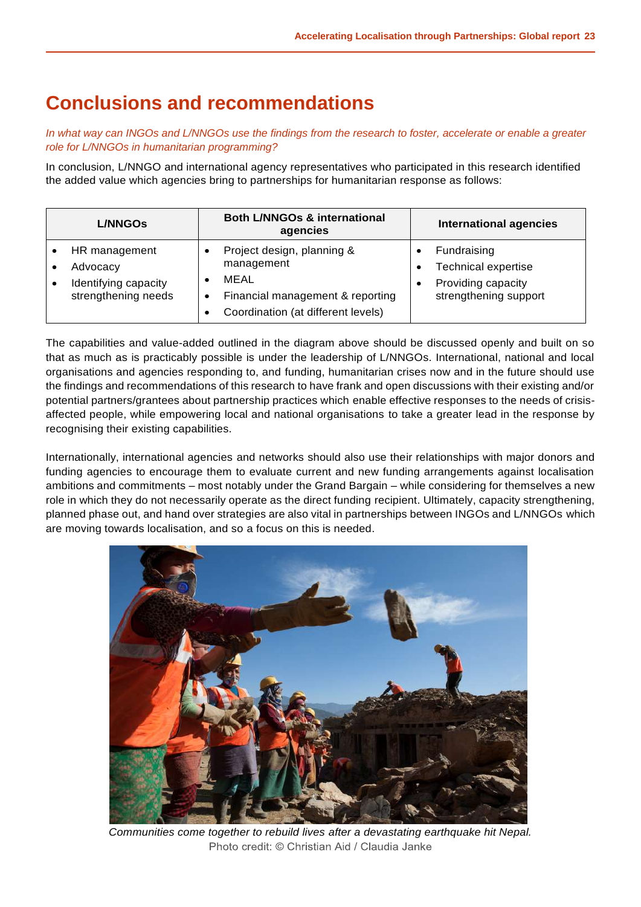# Conclusions and recommendations

*In what way can INGOs and L/NNGOs use the findings from the research to foster, accelerate or enable a greater role for L/NNGOs in humanitarian programming?*

In conclusion, L/NNGO and international agency representatives who participated in this research identified the added value which agencies bring to partnerships for humanitarian response as follows:

| L/NNGOs | Both L/NNGOs & international agencies | International agencies |
|---|---|---|
| • HR management<br>• Advocacy<br>• Identifying capacity strengthening needs | • Project design, planning & management<br>• MEAL<br>• Financial management & reporting<br>• Coordination (at different levels) | • Fundraising<br>• Technical expertise<br>• Providing capacity strengthening support |

The capabilities and value-added outlined in the diagram above should be discussed openly and built on so that as much as is practicably possible is under the leadership of L/NNGOs. International, national and local organisations and agencies responding to, and funding, humanitarian crises now and in the future should use the findings and recommendations of this research to have frank and open discussions with their existing and/or potential partners/grantees about partnership practices which enable effective responses to the needs of crisis-affected people, while empowering local and national organisations to take a greater lead in the response by recognising their existing capabilities.

Internationally, international agencies and networks should also use their relationships with major donors and funding agencies to encourage them to evaluate current and new funding arrangements against localisation ambitions and commitments – most notably under the Grand Bargain – while considering for themselves a new role in which they do not necessarily operate as the direct funding recipient. Ultimately, capacity strengthening, planned phase out, and hand over strategies are also vital in partnerships between INGOs and L/NNGOs which are moving towards localisation, and so a focus on this is needed.

*Communities come together to rebuild lives after a devastating earthquake hit Nepal.*
Photo credit: © Christian Aid / Claudia Janke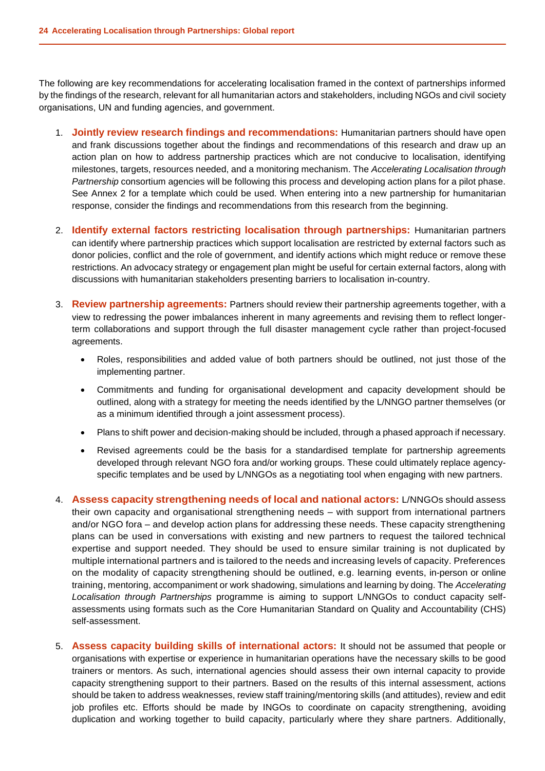The following are key recommendations for accelerating localisation framed in the context of partnerships informed by the findings of the research, relevant for all humanitarian actors and stakeholders, including NGOs and civil society organisations, UN and funding agencies, and government.

1. **Jointly review research findings and recommendations:** Humanitarian partners should have open and frank discussions together about the findings and recommendations of this research and draw up an action plan on how to address partnership practices which are not conducive to localisation, identifying milestones, targets, resources needed, and a monitoring mechanism. The *Accelerating Localisation through Partnership* consortium agencies will be following this process and developing action plans for a pilot phase. See Annex 2 for a template which could be used. When entering into a new partnership for humanitarian response, consider the findings and recommendations from this research from the beginning.

2. **Identify external factors restricting localisation through partnerships:** Humanitarian partners can identify where partnership practices which support localisation are restricted by external factors such as donor policies, conflict and the role of government, and identify actions which might reduce or remove these restrictions. An advocacy strategy or engagement plan might be useful for certain external factors, along with discussions with humanitarian stakeholders presenting barriers to localisation in-country.

3. **Review partnership agreements:** Partners should review their partnership agreements together, with a view to redressing the power imbalances inherent in many agreements and revising them to reflect longer-term collaborations and support through the full disaster management cycle rather than project-focused agreements.
   - Roles, responsibilities and added value of both partners should be outlined, not just those of the implementing partner.
   - Commitments and funding for organisational development and capacity development should be outlined, along with a strategy for meeting the needs identified by the L/NNGO partner themselves (or as a minimum identified through a joint assessment process).
   - Plans to shift power and decision-making should be included, through a phased approach if necessary.
   - Revised agreements could be the basis for a standardised template for partnership agreements developed through relevant NGO fora and/or working groups. These could ultimately replace agency-specific templates and be used by L/NNGOs as a negotiating tool when engaging with new partners.

4. **Assess capacity strengthening needs of local and national actors:** L/NNGOs should assess their own capacity and organisational strengthening needs – with support from international partners and/or NGO fora – and develop action plans for addressing these needs. These capacity strengthening plans can be used in conversations with existing and new partners to request the tailored technical expertise and support needed. They should be used to ensure similar training is not duplicated by multiple international partners and is tailored to the needs and increasing levels of capacity. Preferences on the modality of capacity strengthening should be outlined, e.g. learning events, in-person or online training, mentoring, accompaniment or work shadowing, simulations and learning by doing. The *Accelerating Localisation through Partnerships* programme is aiming to support L/NNGOs to conduct capacity self-assessments using formats such as the Core Humanitarian Standard on Quality and Accountability (CHS) self-assessment.

5. **Assess capacity building skills of international actors:** It should not be assumed that people or organisations with expertise or experience in humanitarian operations have the necessary skills to be good trainers or mentors. As such, international agencies should assess their own internal capacity to provide capacity strengthening support to their partners. Based on the results of this internal assessment, actions should be taken to address weaknesses, review staff training/mentoring skills (and attitudes), review and edit job profiles etc. Efforts should be made by INGOs to coordinate on capacity strengthening, avoiding duplication and working together to build capacity, particularly where they share partners. Additionally,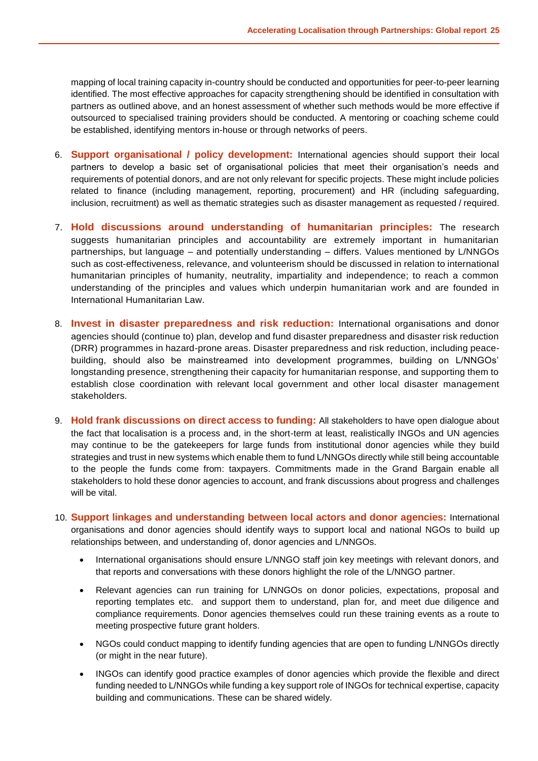mapping of local training capacity in-country should be conducted and opportunities for peer-to-peer learning identified. The most effective approaches for capacity strengthening should be identified in consultation with partners as outlined above, and an honest assessment of whether such methods would be more effective if outsourced to specialised training providers should be conducted. A mentoring or coaching scheme could be established, identifying mentors in-house or through networks of peers.

6. **Support organisational / policy development:** International agencies should support their local partners to develop a basic set of organisational policies that meet their organisation's needs and requirements of potential donors, and are not only relevant for specific projects. These might include policies related to finance (including management, reporting, procurement) and HR (including safeguarding, inclusion, recruitment) as well as thematic strategies such as disaster management as requested / required.

7. **Hold discussions around understanding of humanitarian principles:** The research suggests humanitarian principles and accountability are extremely important in humanitarian partnerships, but language – and potentially understanding – differs. Values mentioned by L/NNGOs such as cost-effectiveness, relevance, and volunteerism should be discussed in relation to international humanitarian principles of humanity, neutrality, impartiality and independence; to reach a common understanding of the principles and values which underpin humanitarian work and are founded in International Humanitarian Law.

8. **Invest in disaster preparedness and risk reduction:** International organisations and donor agencies should (continue to) plan, develop and fund disaster preparedness and disaster risk reduction (DRR) programmes in hazard-prone areas. Disaster preparedness and risk reduction, including peace-building, should also be mainstreamed into development programmes, building on L/NNGOs' longstanding presence, strengthening their capacity for humanitarian response, and supporting them to establish close coordination with relevant local government and other local disaster management stakeholders.

9. **Hold frank discussions on direct access to funding:** All stakeholders to have open dialogue about the fact that localisation is a process and, in the short-term at least, realistically INGOs and UN agencies may continue to be the gatekeepers for large funds from institutional donor agencies while they build strategies and trust in new systems which enable them to fund L/NNGOs directly while still being accountable to the people the funds come from: taxpayers. Commitments made in the Grand Bargain enable all stakeholders to hold these donor agencies to account, and frank discussions about progress and challenges will be vital.

10. **Support linkages and understanding between local actors and donor agencies:** International organisations and donor agencies should identify ways to support local and national NGOs to build up relationships between, and understanding of, donor agencies and L/NNGOs.
    - International organisations should ensure L/NNGO staff join key meetings with relevant donors, and that reports and conversations with these donors highlight the role of the L/NNGO partner.
    - Relevant agencies can run training for L/NNGOs on donor policies, expectations, proposal and reporting templates etc. and support them to understand, plan for, and meet due diligence and compliance requirements. Donor agencies themselves could run these training events as a route to meeting prospective future grant holders.
    - NGOs could conduct mapping to identify funding agencies that are open to funding L/NNGOs directly (or might in the near future).
    - INGOs can identify good practice examples of donor agencies which provide the flexible and direct funding needed to L/NNGOs while funding a key support role of INGOs for technical expertise, capacity building and communications. These can be shared widely.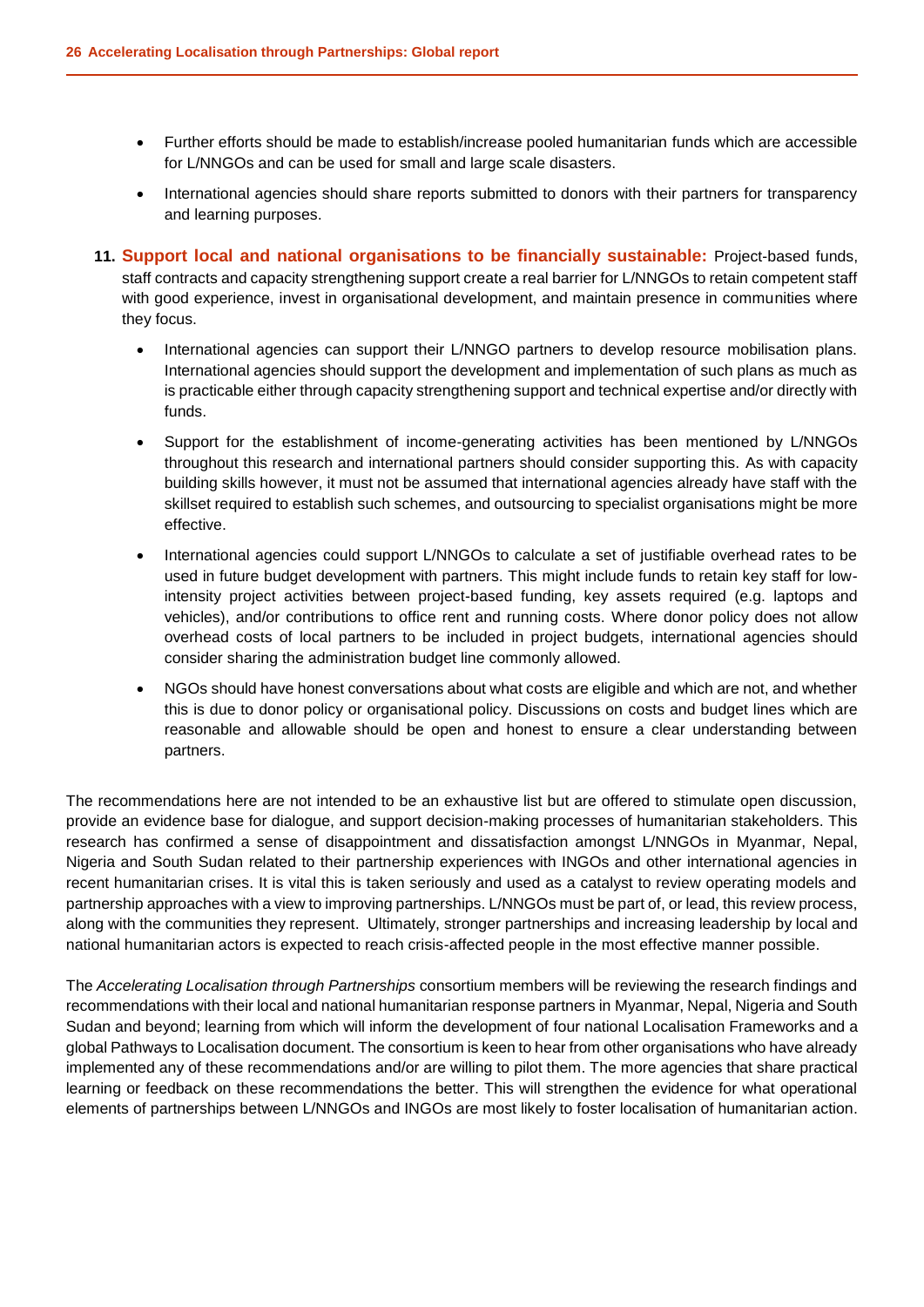- Further efforts should be made to establish/increase pooled humanitarian funds which are accessible for L/NNGOs and can be used for small and large scale disasters.
- International agencies should share reports submitted to donors with their partners for transparency and learning purposes.

11. **Support local and national organisations to be financially sustainable:** Project-based funds, staff contracts and capacity strengthening support create a real barrier for L/NNGOs to retain competent staff with good experience, invest in organisational development, and maintain presence in communities where they focus.

    - International agencies can support their L/NNGO partners to develop resource mobilisation plans. International agencies should support the development and implementation of such plans as much as is practicable either through capacity strengthening support and technical expertise and/or directly with funds.
    - Support for the establishment of income-generating activities has been mentioned by L/NNGOs throughout this research and international partners should consider supporting this. As with capacity building skills however, it must not be assumed that international agencies already have staff with the skillset required to establish such schemes, and outsourcing to specialist organisations might be more effective.
    - International agencies could support L/NNGOs to calculate a set of justifiable overhead rates to be used in future budget development with partners. This might include funds to retain key staff for low-intensity project activities between project-based funding, key assets required (e.g. laptops and vehicles), and/or contributions to office rent and running costs. Where donor policy does not allow overhead costs of local partners to be included in project budgets, international agencies should consider sharing the administration budget line commonly allowed.
    - NGOs should have honest conversations about what costs are eligible and which are not, and whether this is due to donor policy or organisational policy. Discussions on costs and budget lines which are reasonable and allowable should be open and honest to ensure a clear understanding between partners.

The recommendations here are not intended to be an exhaustive list but are offered to stimulate open discussion, provide an evidence base for dialogue, and support decision-making processes of humanitarian stakeholders. This research has confirmed a sense of disappointment and dissatisfaction amongst L/NNGOs in Myanmar, Nepal, Nigeria and South Sudan related to their partnership experiences with INGOs and other international agencies in recent humanitarian crises. It is vital this is taken seriously and used as a catalyst to review operating models and partnership approaches with a view to improving partnerships. L/NNGOs must be part of, or lead, this review process, along with the communities they represent. Ultimately, stronger partnerships and increasing leadership by local and national humanitarian actors is expected to reach crisis-affected people in the most effective manner possible.

The *Accelerating Localisation through Partnerships* consortium members will be reviewing the research findings and recommendations with their local and national humanitarian response partners in Myanmar, Nepal, Nigeria and South Sudan and beyond; learning from which will inform the development of four national Localisation Frameworks and a global Pathways to Localisation document. The consortium is keen to hear from other organisations who have already implemented any of these recommendations and/or are willing to pilot them. The more agencies that share practical learning or feedback on these recommendations the better. This will strengthen the evidence for what operational elements of partnerships between L/NNGOs and INGOs are most likely to foster localisation of humanitarian action.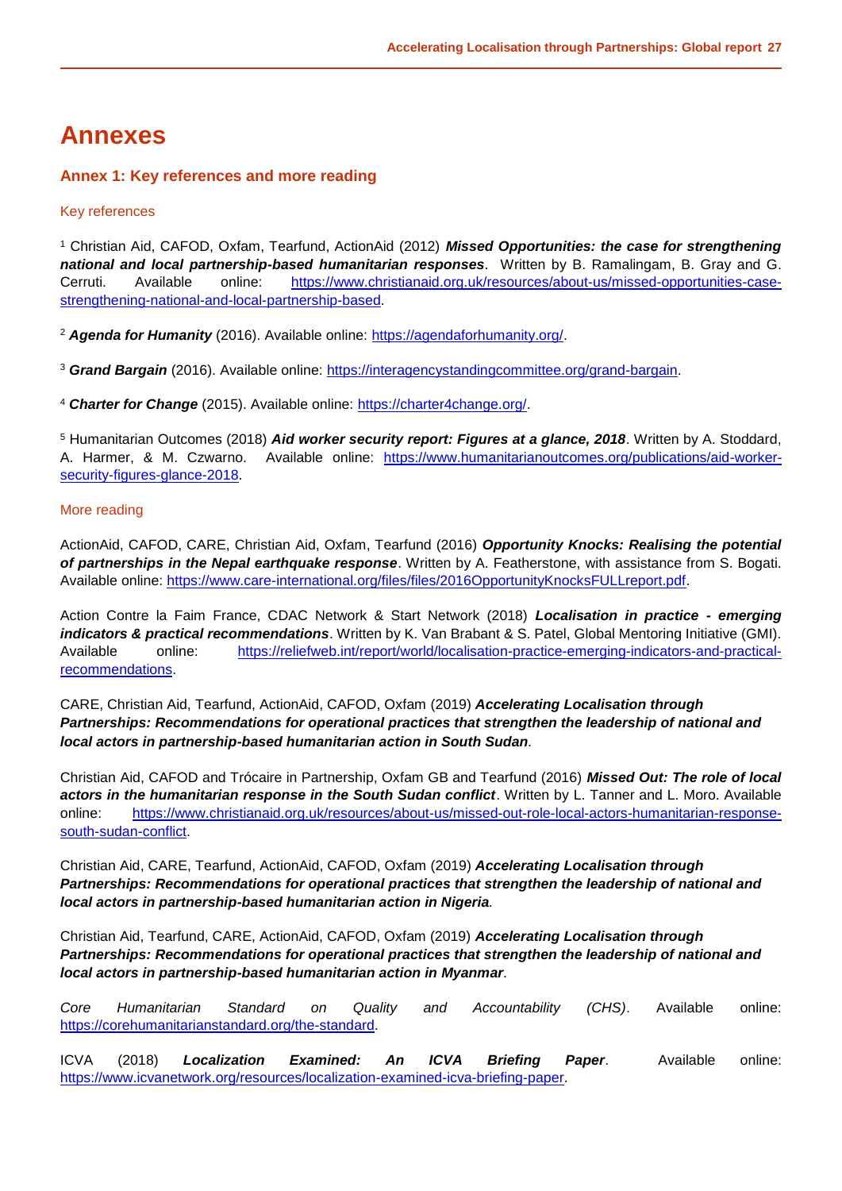# Annexes

## Annex 1: Key references and more reading

### Key references

[1] Christian Aid, CAFOD, Oxfam, Tearfund, ActionAid (2012) ***Missed Opportunities: the case for strengthening national and local partnership-based humanitarian responses***. Written by B. Ramalingam, B. Gray and G. Cerruti. Available online: https://www.christianaid.org.uk/resources/about-us/missed-opportunities-case-strengthening-national-and-local-partnership-based.

[2] ***Agenda for Humanity*** (2016). Available online: https://agendaforhumanity.org/.

[3] ***Grand Bargain*** (2016). Available online: https://interagencystandingcommittee.org/grand-bargain.

[4] ***Charter for Change*** (2015). Available online: https://charter4change.org/.

[5] Humanitarian Outcomes (2018) ***Aid worker security report: Figures at a glance, 2018***. Written by A. Stoddard, A. Harmer, & M. Czwarno. Available online: https://www.humanitarianoutcomes.org/publications/aid-worker-security-figures-glance-2018.

### More reading

ActionAid, CAFOD, CARE, Christian Aid, Oxfam, Tearfund (2016) ***Opportunity Knocks: Realising the potential of partnerships in the Nepal earthquake response***. Written by A. Featherstone, with assistance from S. Bogati. Available online: https://www.care-international.org/files/files/2016OpportunityKnocksFULLreport.pdf.

Action Contre la Faim France, CDAC Network & Start Network (2018) ***Localisation in practice - emerging indicators & practical recommendations***. Written by K. Van Brabant & S. Patel, Global Mentoring Initiative (GMI). Available online: https://reliefweb.int/report/world/localisation-practice-emerging-indicators-and-practical-recommendations.

CARE, Christian Aid, Tearfund, ActionAid, CAFOD, Oxfam (2019) ***Accelerating Localisation through Partnerships: Recommendations for operational practices that strengthen the leadership of national and local actors in partnership-based humanitarian action in South Sudan***.

Christian Aid, CAFOD and Trócaire in Partnership, Oxfam GB and Tearfund (2016) ***Missed Out: The role of local actors in the humanitarian response in the South Sudan conflict***. Written by L. Tanner and L. Moro. Available online: https://www.christianaid.org.uk/resources/about-us/missed-out-role-local-actors-humanitarian-response-south-sudan-conflict.

Christian Aid, CARE, Tearfund, ActionAid, CAFOD, Oxfam (2019) ***Accelerating Localisation through Partnerships: Recommendations for operational practices that strengthen the leadership of national and local actors in partnership-based humanitarian action in Nigeria***.

Christian Aid, Tearfund, CARE, ActionAid, CAFOD, Oxfam (2019) ***Accelerating Localisation through Partnerships: Recommendations for operational practices that strengthen the leadership of national and local actors in partnership-based humanitarian action in Myanmar***.

*Core Humanitarian Standard on Quality and Accountability (CHS)*. Available online: https://corehumanitarianstandard.org/the-standard.

ICVA (2018) ***Localization Examined: An ICVA Briefing Paper***. Available online: https://www.icvanetwork.org/resources/localization-examined-icva-briefing-paper.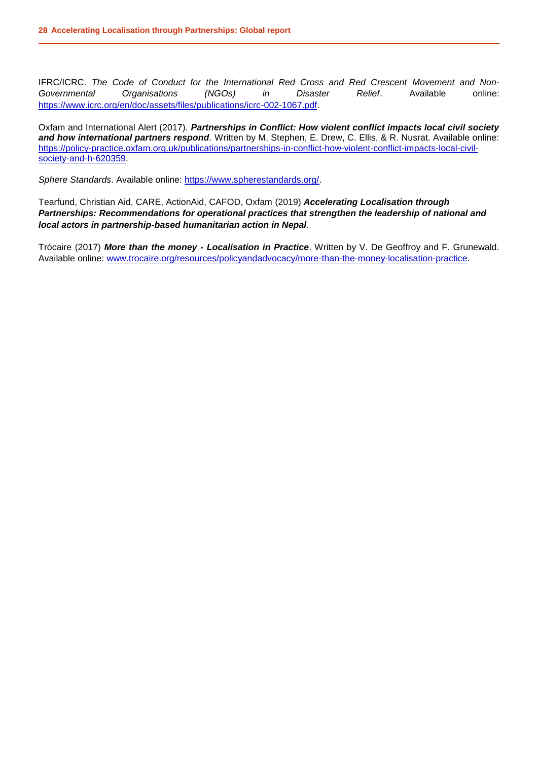IFRC/ICRC. *The Code of Conduct for the International Red Cross and Red Crescent Movement and Non-Governmental Organisations (NGOs) in Disaster Relief*. Available online: https://www.icrc.org/en/doc/assets/files/publications/icrc-002-1067.pdf.

Oxfam and International Alert (2017). ***Partnerships in Conflict: How violent conflict impacts local civil society and how international partners respond***. Written by M. Stephen, E. Drew, C. Ellis, & R. Nusrat. Available online: https://policy-practice.oxfam.org.uk/publications/partnerships-in-conflict-how-violent-conflict-impacts-local-civil-society-and-h-620359.

*Sphere Standards*. Available online: https://www.spherestandards.org/.

Tearfund, Christian Aid, CARE, ActionAid, CAFOD, Oxfam (2019) ***Accelerating Localisation through Partnerships: Recommendations for operational practices that strengthen the leadership of national and local actors in partnership-based humanitarian action in Nepal***.

Trócaire (2017) ***More than the money - Localisation in Practice***. Written by V. De Geoffroy and F. Grunewald. Available online: www.trocaire.org/resources/policyandadvocacy/more-than-the-money-localisation-practice.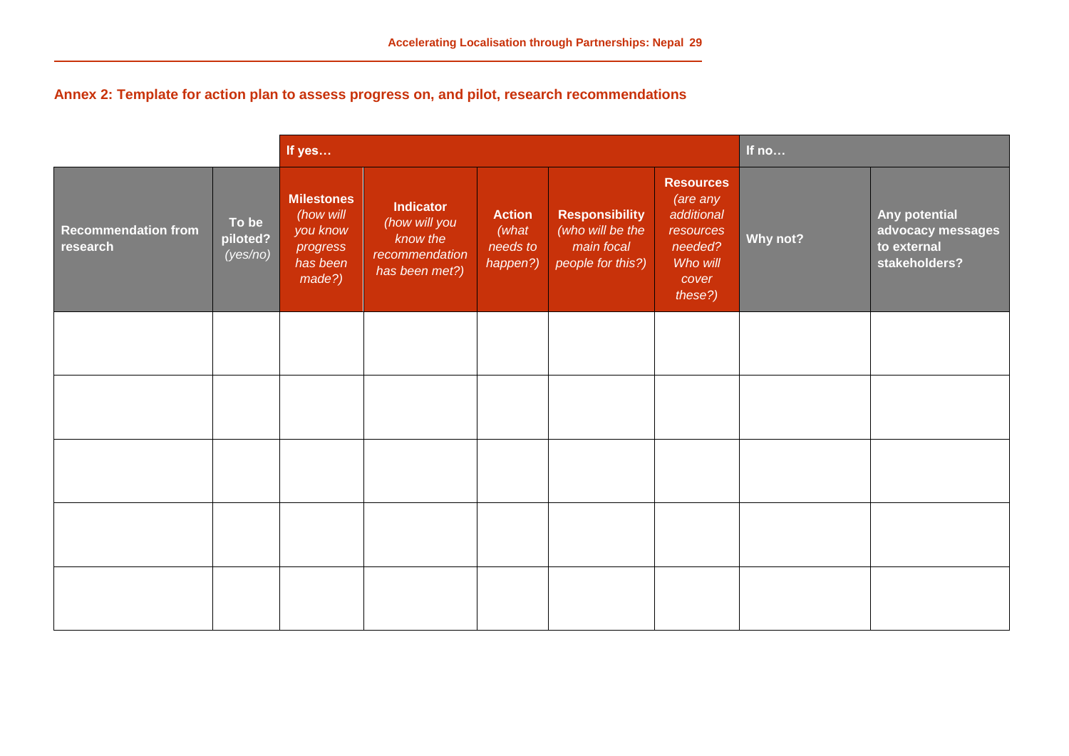### Annex 2: Template for action plan to assess progress on, and pilot, research recommendations

| | | If yes… | | | | | If no… | |
|---|---|---|---|---|---|---|---|---|
| **Recommendation from research** | **To be piloted?** *(yes/no)* | **Milestones** *(how will you know progress has been made?)* | **Indicator** *(how will you know the recommendation has been met?)* | **Action** *(what needs to happen?)* | **Responsibility** *(who will be the main focal people for this?)* | **Resources** *(are any additional resources needed? Who will cover these?)* | **Why not?** | **Any potential advocacy messages to external stakeholders?** |
| | | | | | | | | |
| | | | | | | | | |
| | | | | | | | | |
| | | | | | | | | |
| | | | | | | | | |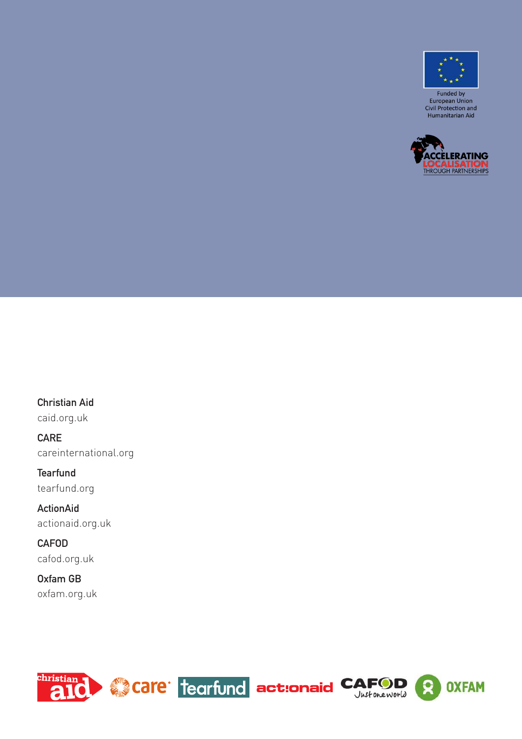Funded by European Union Civil Protection and Humanitarian Aid

ACCELERATING LOCALISATION THROUGH PARTNERSHIPS

**Christian Aid**
caid.org.uk

**CARE**
careinternational.org

**Tearfund**
tearfund.org

**ActionAid**
actionaid.org.uk

**CAFOD**
cafod.org.uk

**Oxfam GB**
oxfam.org.uk